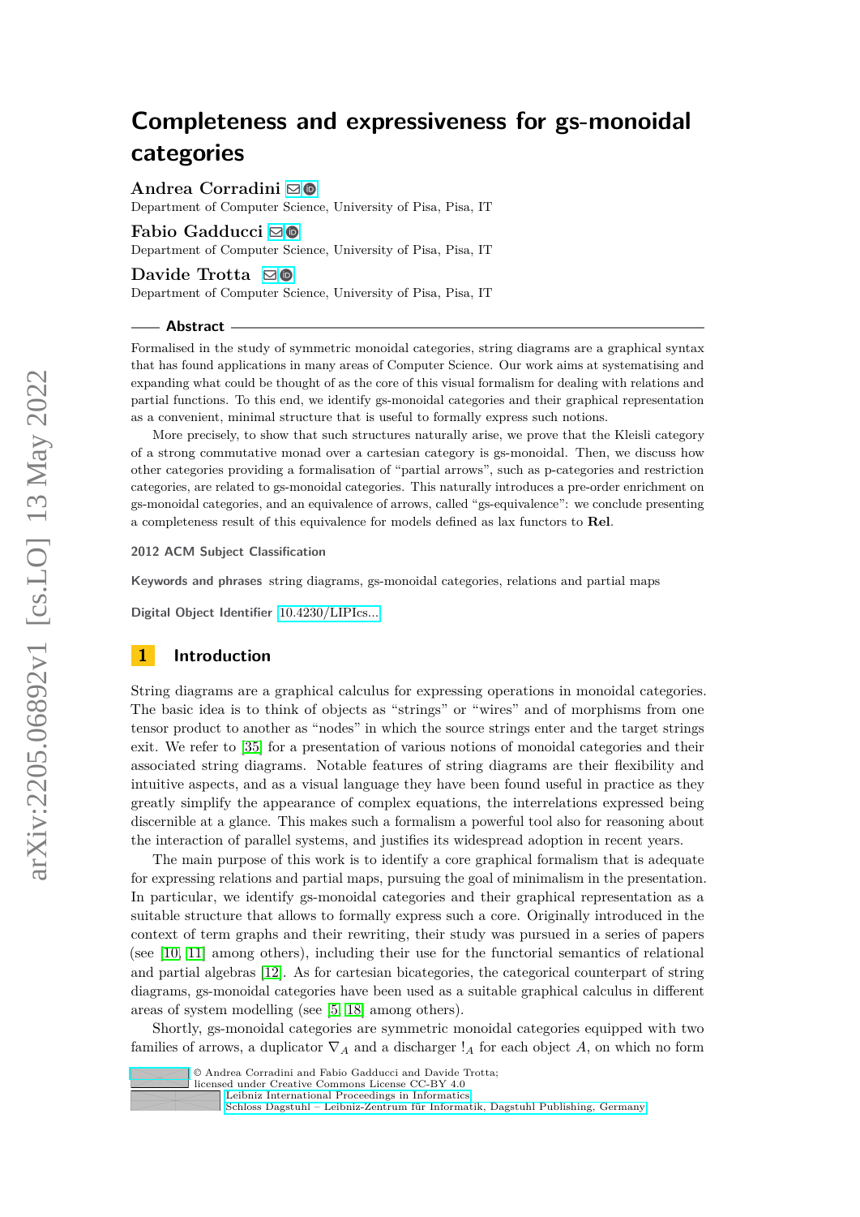# Completeness and expressiveness for gs-monoidal categories

**Andrea Corradini**
Department of Computer Science, University of Pisa, Pisa, IT

**Fabio Gadducci**
Department of Computer Science, University of Pisa, Pisa, IT

**Davide Trotta**
Department of Computer Science, University of Pisa, Pisa, IT

## Abstract

Formalised in the study of symmetric monoidal categories, string diagrams are a graphical syntax that has found applications in many areas of Computer Science. Our work aims at systematising and expanding what could be thought of as the core of this visual formalism for dealing with relations and partial functions. To this end, we identify gs-monoidal categories and their graphical representation as a convenient, minimal structure that is useful to formally express such notions.

More precisely, to show that such structures naturally arise, we prove that the Kleisli category of a strong commutative monad over a cartesian category is gs-monoidal. Then, we discuss how other categories providing a formalisation of "partial arrows", such as p-categories and restriction categories, are related to gs-monoidal categories. This naturally introduces a pre-order enrichment on gs-monoidal categories, and an equivalence of arrows, called "gs-equivalence": we conclude presenting a completeness result of this equivalence for models defined as lax functors to **Rel**.

**2012 ACM Subject Classification**

**Keywords and phrases** string diagrams, gs-monoidal categories, relations and partial maps

**Digital Object Identifier** 10.4230/LIPIcs...

## 1 Introduction

String diagrams are a graphical calculus for expressing operations in monoidal categories. The basic idea is to think of objects as "strings" or "wires" and of morphisms from one tensor product to another as "nodes" in which the source strings enter and the target strings exit. We refer to [35] for a presentation of various notions of monoidal categories and their associated string diagrams. Notable features of string diagrams are their flexibility and intuitive aspects, and as a visual language they have been found useful in practice as they greatly simplify the appearance of complex equations, the interrelations expressed being discernible at a glance. This makes such a formalism a powerful tool also for reasoning about the interaction of parallel systems, and justifies its widespread adoption in recent years.

The main purpose of this work is to identify a core graphical formalism that is adequate for expressing relations and partial maps, pursuing the goal of minimalism in the presentation. In particular, we identify gs-monoidal categories and their graphical representation as a suitable structure that allows to formally express such a core. Originally introduced in the context of term graphs and their rewriting, their study was pursued in a series of papers (see [10, 11] among others), including their use for the functorial semantics of relational and partial algebras [12]. As for cartesian bicategories, the categorical counterpart of string diagrams, gs-monoidal categories have been used as a suitable graphical calculus in different areas of system modelling (see [5, 18] among others).

Shortly, gs-monoidal categories are symmetric monoidal categories equipped with two families of arrows, a duplicator $\nabla_A$ and a discharger $!_A$ for each object $A$, on which no form

© Andrea Corradini and Fabio Gadducci and Davide Trotta;
licensed under Creative Commons License CC-BY 4.0
Leibniz International Proceedings in Informatics
Schloss Dagstuhl – Leibniz-Zentrum für Informatik, Dagstuhl Publishing, Germany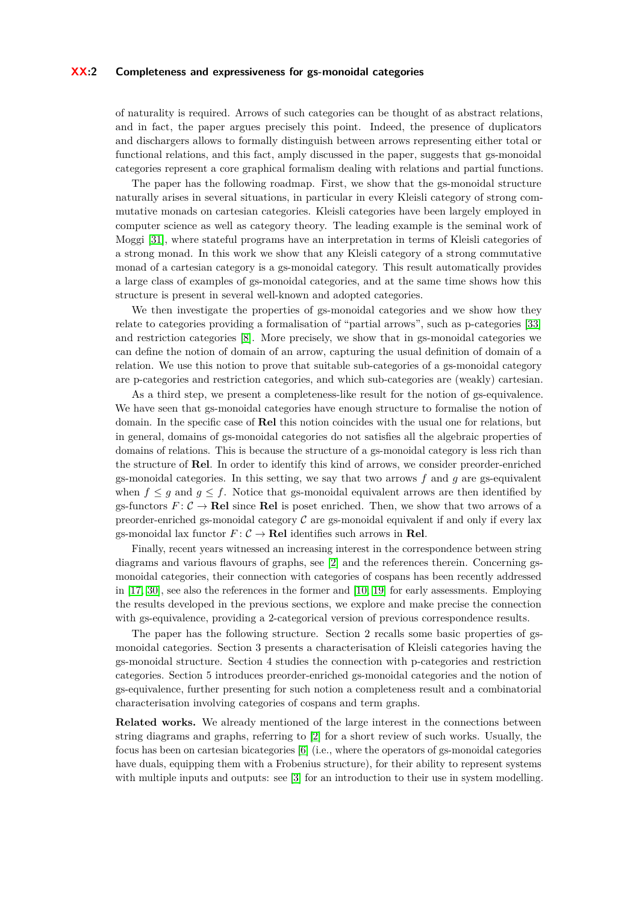of naturality is required. Arrows of such categories can be thought of as abstract relations, and in fact, the paper argues precisely this point. Indeed, the presence of duplicators and dischargers allows to formally distinguish between arrows representing either total or functional relations, and this fact, amply discussed in the paper, suggests that gs-monoidal categories represent a core graphical formalism dealing with relations and partial functions.

The paper has the following roadmap. First, we show that the gs-monoidal structure naturally arises in several situations, in particular in every Kleisli category of strong commutative monads on cartesian categories. Kleisli categories have been largely employed in computer science as well as category theory. The leading example is the seminal work of Moggi [31], where stateful programs have an interpretation in terms of Kleisli categories of a strong monad. In this work we show that any Kleisli category of a strong commutative monad of a cartesian category is a gs-monoidal category. This result automatically provides a large class of examples of gs-monoidal categories, and at the same time shows how this structure is present in several well-known and adopted categories.

We then investigate the properties of gs-monoidal categories and we show how they relate to categories providing a formalisation of "partial arrows", such as p-categories [33] and restriction categories [8]. More precisely, we show that in gs-monoidal categories we can define the notion of domain of an arrow, capturing the usual definition of domain of a relation. We use this notion to prove that suitable sub-categories of a gs-monoidal category are p-categories and restriction categories, and which sub-categories are (weakly) cartesian.

As a third step, we present a completeness-like result for the notion of gs-equivalence. We have seen that gs-monoidal categories have enough structure to formalise the notion of domain. In the specific case of **Rel** this notion coincides with the usual one for relations, but in general, domains of gs-monoidal categories do not satisfies all the algebraic properties of domains of relations. This is because the structure of a gs-monoidal category is less rich than the structure of **Rel**. In order to identify this kind of arrows, we consider preorder-enriched gs-monoidal categories. In this setting, we say that two arrows $f$ and $g$ are gs-equivalent when $f \leq g$ and $g \leq f$. Notice that gs-monoidal equivalent arrows are then identified by gs-functors $F\colon \mathcal{C} \to \mathbf{Rel}$ since **Rel** is poset enriched. Then, we show that two arrows of a preorder-enriched gs-monoidal category $\mathcal{C}$ are gs-monoidal equivalent if and only if every lax gs-monoidal lax functor $F\colon \mathcal{C} \to \mathbf{Rel}$ identifies such arrows in **Rel**.

Finally, recent years witnessed an increasing interest in the correspondence between string diagrams and various flavours of graphs, see [2] and the references therein. Concerning gs-monoidal categories, their connection with categories of cospans has been recently addressed in [17, 30], see also the references in the former and [10, 19] for early assessments. Employing the results developed in the previous sections, we explore and make precise the connection with gs-equivalence, providing a 2-categorical version of previous correspondence results.

The paper has the following structure. Section 2 recalls some basic properties of gs-monoidal categories. Section 3 presents a characterisation of Kleisli categories having the gs-monoidal structure. Section 4 studies the connection with p-categories and restriction categories. Section 5 introduces preorder-enriched gs-monoidal categories and the notion of gs-equivalence, further presenting for such notion a completeness result and a combinatorial characterisation involving categories of cospans and term graphs.

**Related works.** We already mentioned of the large interest in the connections between string diagrams and graphs, referring to [2] for a short review of such works. Usually, the focus has been on cartesian bicategories [6] (i.e., where the operators of gs-monoidal categories have duals, equipping them with a Frobenius structure), for their ability to represent systems with multiple inputs and outputs: see [3] for an introduction to their use in system modelling.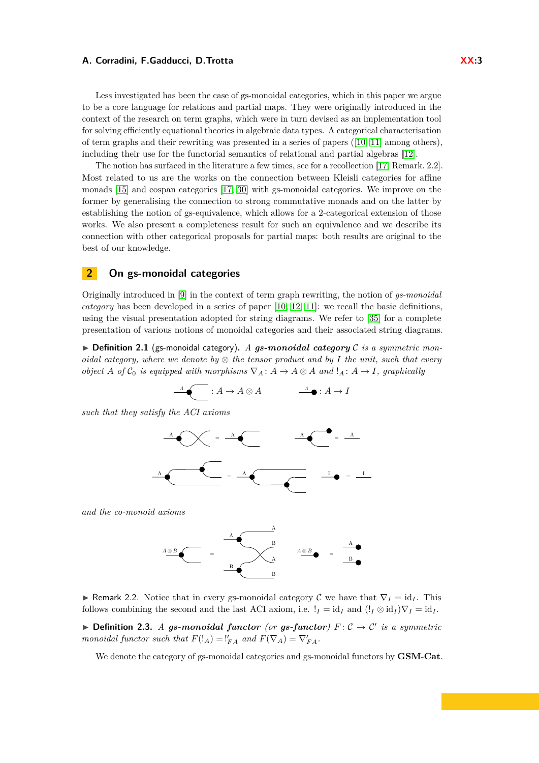Less investigated has been the case of gs-monoidal categories, which in this paper we argue to be a core language for relations and partial maps. They were originally introduced in the context of the research on term graphs, which were in turn devised as an implementation tool for solving efficiently equational theories in algebraic data types. A categorical characterisation of term graphs and their rewriting was presented in a series of papers ([10, 11] among others), including their use for the functorial semantics of relational and partial algebras [12].

The notion has surfaced in the literature a few times, see for a recollection [17, Remark. 2.2]. Most related to us are the works on the connection between Kleisli categories for affine monads [15] and cospan categories [17, 30] with gs-monoidal categories. We improve on the former by generalising the connection to strong commutative monads and on the latter by establishing the notion of gs-equivalence, which allows for a 2-categorical extension of those works. We also present a completeness result for such an equivalence and we describe its connection with other categorical proposals for partial maps: both results are original to the best of our knowledge.

## 2 On gs-monoidal categories

Originally introduced in [9] in the context of term graph rewriting, the notion of *gs-monoidal category* has been developed in a series of paper [10, 12, 11]: we recall the basic definitions, using the visual presentation adopted for string diagrams. We refer to [35] for a complete presentation of various notions of monoidal categories and their associated string diagrams.

▶ **Definition 2.1** (gs-monoidal category). *A **gs-monoidal category** $\mathcal{C}$ is a symmetric monoidal category, where we denote by $\otimes$ the tensor product and by $I$ the unit, such that every object $A$ of $\mathcal{C}_0$ is equipped with morphisms $\nabla_A \colon A \to A \otimes A$ and $!_A \colon A \to I$, graphically*

$$: A \to A \otimes A \qquad : A \to I$$

*such that they satisfy the ACI axioms*

*and the co-monoid axioms*

▶ Remark 2.2. Notice that in every gs-monoidal category $\mathcal{C}$ we have that $\nabla_I = \mathrm{id}_I$. This follows combining the second and the last ACI axiom, i.e. $!_I = \mathrm{id}_I$ and $(!_I \otimes \mathrm{id}_I)\nabla_I = \mathrm{id}_I$.

▶ **Definition 2.3.** *A **gs-monoidal functor** (or **gs-functor**) $F \colon \mathcal{C} \to \mathcal{C}'$ is a symmetric monoidal functor such that $F(!_A) = !'_{FA}$ and $F(\nabla_A) = \nabla'_{FA}$.*

We denote the category of gs-monoidal categories and gs-monoidal functors by **GSM-Cat**.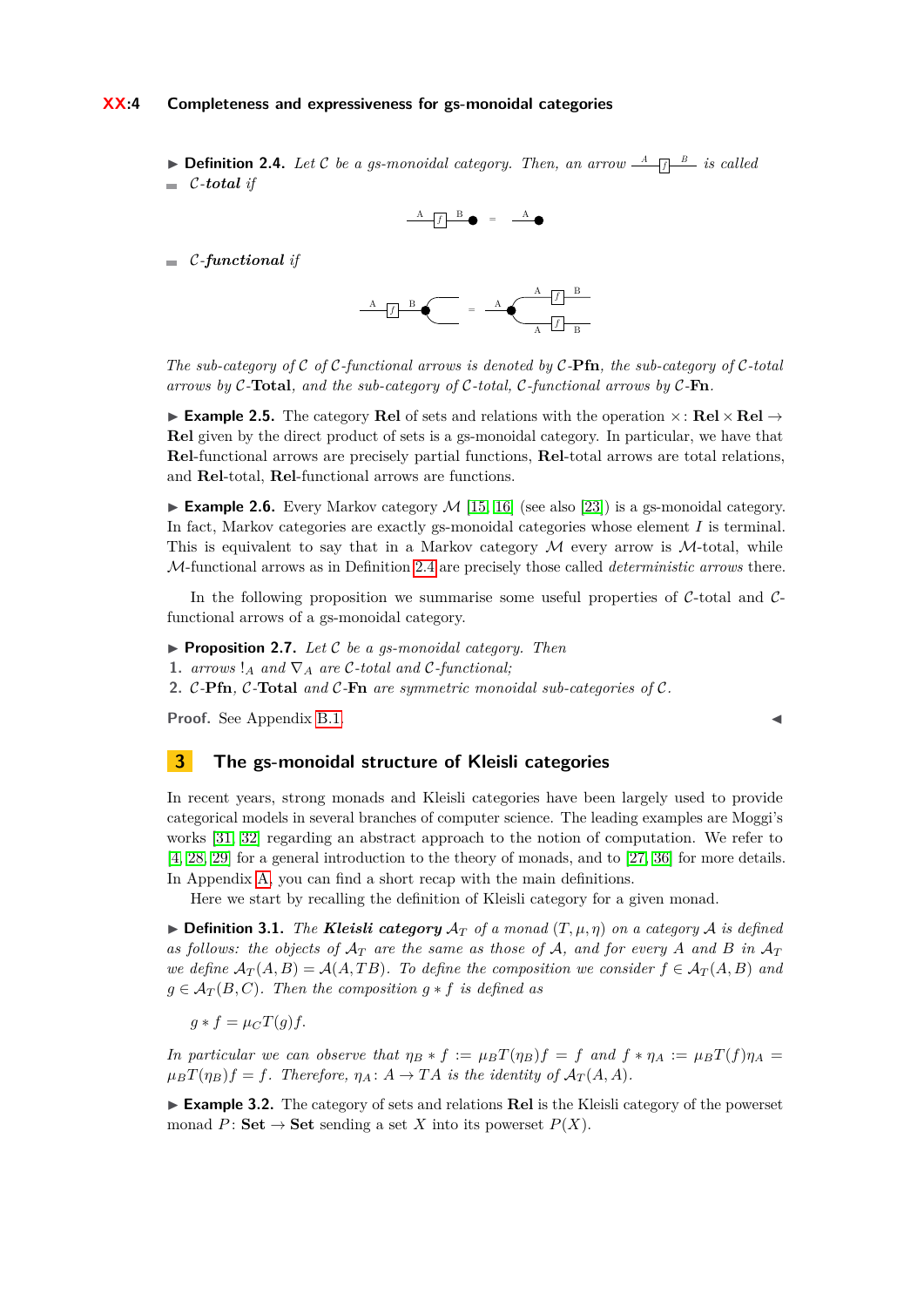▶ **Definition 2.4.** *Let $\mathcal{C}$ be a gs-monoidal category. Then, an arrow* $A \xrightarrow{f} B$ *is called*

- $\mathcal{C}$-***total*** *if*

$$A \xrightarrow{f} B \bullet \quad = \quad A \bullet$$

- $\mathcal{C}$-***functional*** *if*

$$A \xrightarrow{f} B \bullet\!\!< \quad = \quad A \bullet\!\!< \begin{matrix} A \xrightarrow{f} B \\ A \xrightarrow{f} B \end{matrix}$$

*The sub-category of $\mathcal{C}$ of $\mathcal{C}$-functional arrows is denoted by $\mathcal{C}$-**Pfn**, the sub-category of $\mathcal{C}$-total arrows by $\mathcal{C}$-**Total**, and the sub-category of $\mathcal{C}$-total, $\mathcal{C}$-functional arrows by $\mathcal{C}$-**Fn**.*

▶ **Example 2.5.** The category **Rel** of sets and relations with the operation $\times\colon \mathbf{Rel} \times \mathbf{Rel} \to \mathbf{Rel}$ given by the direct product of sets is a gs-monoidal category. In particular, we have that **Rel**-functional arrows are precisely partial functions, **Rel**-total arrows are total relations, and **Rel**-total, **Rel**-functional arrows are functions.

▶ **Example 2.6.** Every Markov category $\mathcal{M}$ [15, 16] (see also [23]) is a gs-monoidal category. In fact, Markov categories are exactly gs-monoidal categories whose element $I$ is terminal. This is equivalent to say that in a Markov category $\mathcal{M}$ every arrow is $\mathcal{M}$-total, while $\mathcal{M}$-functional arrows as in Definition 2.4 are precisely those called *deterministic arrows* there.

In the following proposition we summarise some useful properties of $\mathcal{C}$-total and $\mathcal{C}$-functional arrows of a gs-monoidal category.

▶ **Proposition 2.7.** *Let $\mathcal{C}$ be a gs-monoidal category. Then*

1. *arrows $!_A$ and $\nabla_A$ are $\mathcal{C}$-total and $\mathcal{C}$-functional;*
2. *$\mathcal{C}$-**Pfn**, $\mathcal{C}$-**Total** and $\mathcal{C}$-**Fn** are symmetric monoidal sub-categories of $\mathcal{C}$.*

**Proof.** See Appendix B.1. ◀

## 3 The gs-monoidal structure of Kleisli categories

In recent years, strong monads and Kleisli categories have been largely used to provide categorical models in several branches of computer science. The leading examples are Moggi's works [31, 32] regarding an abstract approach to the notion of computation. We refer to [4, 28, 29] for a general introduction to the theory of monads, and to [27, 36] for more details. In Appendix A, you can find a short recap with the main definitions.

Here we start by recalling the definition of Kleisli category for a given monad.

▶ **Definition 3.1.** *The **Kleisli category** $\mathcal{A}_T$ of a monad $(T, \mu, \eta)$ on a category $\mathcal{A}$ is defined as follows: the objects of $\mathcal{A}_T$ are the same as those of $\mathcal{A}$, and for every $A$ and $B$ in $\mathcal{A}_T$ we define $\mathcal{A}_T(A, B) = \mathcal{A}(A, TB)$. To define the composition we consider $f \in \mathcal{A}_T(A, B)$ and $g \in \mathcal{A}_T(B, C)$. Then the composition $g * f$ is defined as*

$$g * f = \mu_C T(g) f.$$

*In particular we can observe that $\eta_B * f := \mu_B T(\eta_B) f = f$ and $f * \eta_A := \mu_B T(f) \eta_A = \mu_B T(\eta_B) f = f$. Therefore, $\eta_A\colon A \to TA$ is the identity of $\mathcal{A}_T(A, A)$.*

▶ **Example 3.2.** The category of sets and relations **Rel** is the Kleisli category of the powerset monad $P\colon \mathbf{Set} \to \mathbf{Set}$ sending a set $X$ into its powerset $P(X)$.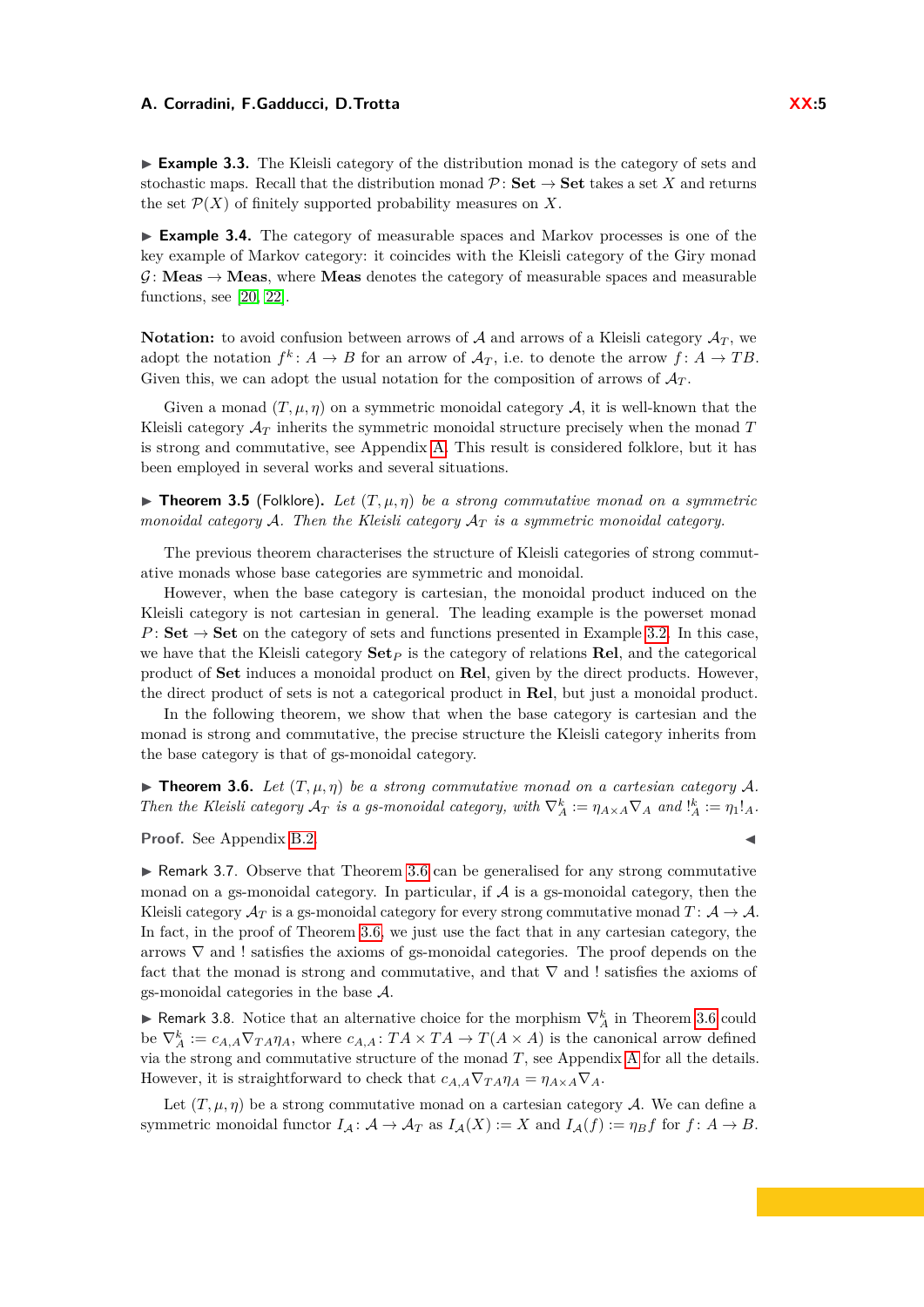▶ **Example 3.3.** The Kleisli category of the distribution monad is the category of sets and stochastic maps. Recall that the distribution monad $\mathcal{P}\colon \mathbf{Set} \to \mathbf{Set}$ takes a set $X$ and returns the set $\mathcal{P}(X)$ of finitely supported probability measures on $X$.

▶ **Example 3.4.** The category of measurable spaces and Markov processes is one of the key example of Markov category: it coincides with the Kleisli category of the Giry monad $\mathcal{G}\colon \mathbf{Meas} \to \mathbf{Meas}$, where **Meas** denotes the category of measurable spaces and measurable functions, see [20, 22].

**Notation:** to avoid confusion between arrows of $\mathcal{A}$ and arrows of a Kleisli category $\mathcal{A}_T$, we adopt the notation $f^k\colon A \to B$ for an arrow of $\mathcal{A}_T$, i.e. to denote the arrow $f\colon A \to TB$. Given this, we can adopt the usual notation for the composition of arrows of $\mathcal{A}_T$.

Given a monad $(T, \mu, \eta)$ on a symmetric monoidal category $\mathcal{A}$, it is well-known that the Kleisli category $\mathcal{A}_T$ inherits the symmetric monoidal structure precisely when the monad $T$ is strong and commutative, see Appendix A. This result is considered folklore, but it has been employed in several works and several situations.

▶ **Theorem 3.5** (Folklore). *Let $(T, \mu, \eta)$ be a strong commutative monad on a symmetric monoidal category $\mathcal{A}$. Then the Kleisli category $\mathcal{A}_T$ is a symmetric monoidal category.*

The previous theorem characterises the structure of Kleisli categories of strong commutative monads whose base categories are symmetric and monoidal.

However, when the base category is cartesian, the monoidal product induced on the Kleisli category is not cartesian in general. The leading example is the powerset monad $P\colon \mathbf{Set} \to \mathbf{Set}$ on the category of sets and functions presented in Example 3.2. In this case, we have that the Kleisli category $\mathbf{Set}_P$ is the category of relations **Rel**, and the categorical product of **Set** induces a monoidal product on **Rel**, given by the direct products. However, the direct product of sets is not a categorical product in **Rel**, but just a monoidal product.

In the following theorem, we show that when the base category is cartesian and the monad is strong and commutative, the precise structure the Kleisli category inherits from the base category is that of gs-monoidal category.

▶ **Theorem 3.6.** *Let $(T, \mu, \eta)$ be a strong commutative monad on a cartesian category $\mathcal{A}$. Then the Kleisli category $\mathcal{A}_T$ is a gs-monoidal category, with $\nabla^k_A := \eta_{A\times A}\nabla_A$ and $!^k_A := \eta_1 !_A$.*

**Proof.** See Appendix B.2. ◀

▶ Remark 3.7. Observe that Theorem 3.6 can be generalised for any strong commutative monad on a gs-monoidal category. In particular, if $\mathcal{A}$ is a gs-monoidal category, then the Kleisli category $\mathcal{A}_T$ is a gs-monoidal category for every strong commutative monad $T\colon \mathcal{A} \to \mathcal{A}$. In fact, in the proof of Theorem 3.6, we just use the fact that in any cartesian category, the arrows $\nabla$ and $!$ satisfies the axioms of gs-monoidal categories. The proof depends on the fact that the monad is strong and commutative, and that $\nabla$ and $!$ satisfies the axioms of gs-monoidal categories in the base $\mathcal{A}$.

▶ Remark 3.8. Notice that an alternative choice for the morphism $\nabla^k_A$ in Theorem 3.6 could be $\nabla^k_A := c_{A,A}\nabla_{TA}\eta_A$, where $c_{A,A}\colon TA \times TA \to T(A \times A)$ is the canonical arrow defined via the strong and commutative structure of the monad $T$, see Appendix A for all the details. However, it is straightforward to check that $c_{A,A}\nabla_{TA}\eta_A = \eta_{A\times A}\nabla_A$.

Let $(T, \mu, \eta)$ be a strong commutative monad on a cartesian category $\mathcal{A}$. We can define a symmetric monoidal functor $I_{\mathcal{A}}\colon \mathcal{A} \to \mathcal{A}_T$ as $I_{\mathcal{A}}(X) := X$ and $I_{\mathcal{A}}(f) := \eta_B f$ for $f\colon A \to B$.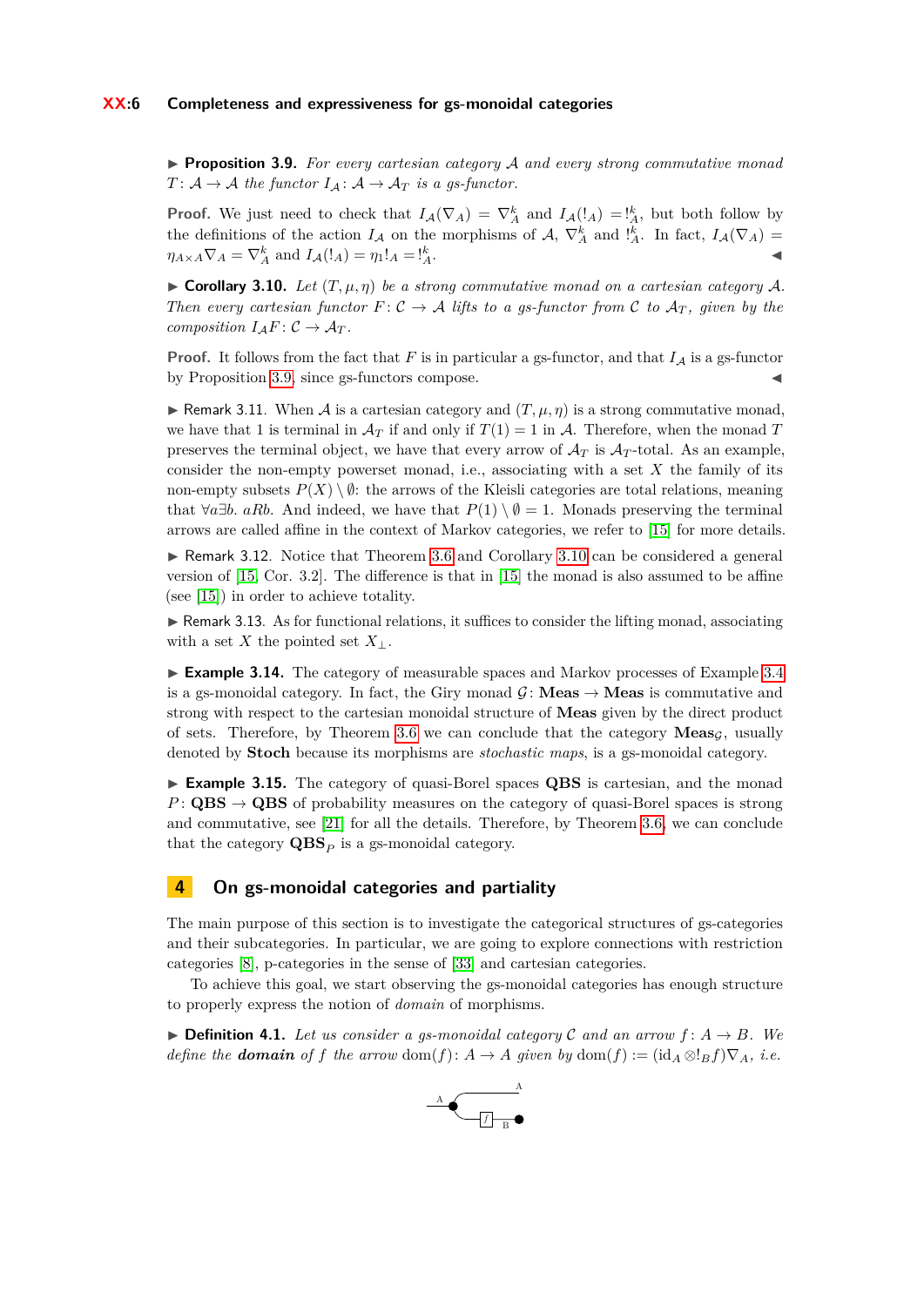▶ **Proposition 3.9.** *For every cartesian category $\mathcal{A}$ and every strong commutative monad $T\colon \mathcal{A} \to \mathcal{A}$ the functor $I_{\mathcal{A}}\colon \mathcal{A} \to \mathcal{A}_T$ is a gs-functor.*

**Proof.** We just need to check that $I_{\mathcal{A}}(\nabla_A) = \nabla^k_A$ and $I_{\mathcal{A}}(!_A) = !^k_A$, but both follow by the definitions of the action $I_{\mathcal{A}}$ on the morphisms of $\mathcal{A}$, $\nabla^k_A$ and $!^k_A$. In fact, $I_{\mathcal{A}}(\nabla_A) = \eta_{A\times A}\nabla_A = \nabla^k_A$ and $I_{\mathcal{A}}(!_A) = \eta_1 !_A = !^k_A$. ◀

▶ **Corollary 3.10.** *Let $(T, \mu, \eta)$ be a strong commutative monad on a cartesian category $\mathcal{A}$. Then every cartesian functor $F\colon \mathcal{C} \to \mathcal{A}$ lifts to a gs-functor from $\mathcal{C}$ to $\mathcal{A}_T$, given by the composition $I_{\mathcal{A}}F\colon \mathcal{C} \to \mathcal{A}_T$.*

**Proof.** It follows from the fact that $F$ is in particular a gs-functor, and that $I_{\mathcal{A}}$ is a gs-functor by Proposition 3.9, since gs-functors compose. ◀

▶ Remark 3.11. When $\mathcal{A}$ is a cartesian category and $(T, \mu, \eta)$ is a strong commutative monad, we have that 1 is terminal in $\mathcal{A}_T$ if and only if $T(1) = 1$ in $\mathcal{A}$. Therefore, when the monad $T$ preserves the terminal object, we have that every arrow of $\mathcal{A}_T$ is $\mathcal{A}_T$-total. As an example, consider the non-empty powerset monad, i.e., associating with a set $X$ the family of its non-empty subsets $P(X) \setminus \emptyset$: the arrows of the Kleisli categories are total relations, meaning that $\forall a \exists b.\ aRb$. And indeed, we have that $P(1) \setminus \emptyset = 1$. Monads preserving the terminal arrows are called affine in the context of Markov categories, we refer to [15] for more details.

▶ Remark 3.12. Notice that Theorem 3.6 and Corollary 3.10 can be considered a general version of [15, Cor. 3.2]. The difference is that in [15] the monad is also assumed to be affine (see [15]) in order to achieve totality.

▶ Remark 3.13. As for functional relations, it suffices to consider the lifting monad, associating with a set $X$ the pointed set $X_\perp$.

▶ **Example 3.14.** The category of measurable spaces and Markov processes of Example 3.4 is a gs-monoidal category. In fact, the Giry monad $\mathcal{G}\colon \mathbf{Meas} \to \mathbf{Meas}$ is commutative and strong with respect to the cartesian monoidal structure of $\mathbf{Meas}$ given by the direct product of sets. Therefore, by Theorem 3.6 we can conclude that the category $\mathbf{Meas}_{\mathcal{G}}$, usually denoted by $\mathbf{Stoch}$ because its morphisms are *stochastic maps*, is a gs-monoidal category.

▶ **Example 3.15.** The category of quasi-Borel spaces $\mathbf{QBS}$ is cartesian, and the monad $P\colon \mathbf{QBS} \to \mathbf{QBS}$ of probability measures on the category of quasi-Borel spaces is strong and commutative, see [21] for all the details. Therefore, by Theorem 3.6 we can conclude that the category $\mathbf{QBS}_P$ is a gs-monoidal category.

## 4 On gs-monoidal categories and partiality

The main purpose of this section is to investigate the categorical structures of gs-categories and their subcategories. In particular, we are going to explore connections with restriction categories [8], p-categories in the sense of [33] and cartesian categories.

To achieve this goal, we start observing the gs-monoidal categories has enough structure to properly express the notion of *domain* of morphisms.

▶ **Definition 4.1.** *Let us consider a gs-monoidal category $\mathcal{C}$ and an arrow $f\colon A \to B$. We define the **domain** of $f$ the arrow $\mathrm{dom}(f)\colon A \to A$ given by $\mathrm{dom}(f) := (\mathrm{id}_A \otimes !_B f)\nabla_A$, i.e.*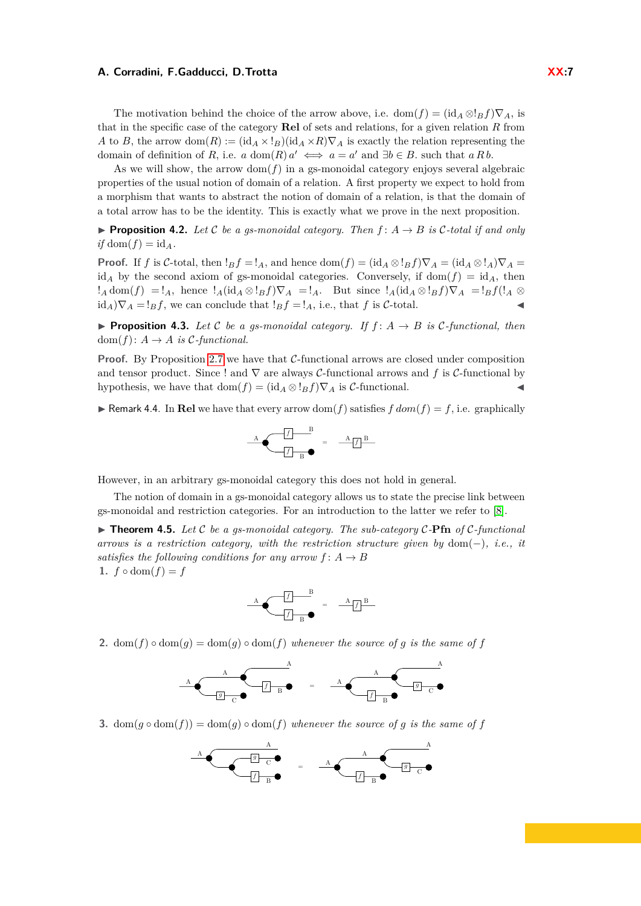The motivation behind the choice of the arrow above, i.e. $\mathrm{dom}(f) = (\mathrm{id}_A \otimes !_B f)\nabla_A$, is that in the specific case of the category **Rel** of sets and relations, for a given relation $R$ from $A$ to $B$, the arrow $\mathrm{dom}(R) := (\mathrm{id}_A \times !_B)(\mathrm{id}_A \times R)\nabla_A$ is exactly the relation representing the domain of definition of $R$, i.e. $a\, \mathrm{dom}(R)\, a' \iff a = a'$ and $\exists b \in B$. such that $a\, R\, b$.

As we will show, the arrow $\mathrm{dom}(f)$ in a gs-monoidal category enjoys several algebraic properties of the usual notion of domain of a relation. A first property we expect to hold from a morphism that wants to abstract the notion of domain of a relation, is that the domain of a total arrow has to be the identity. This is exactly what we prove in the next proposition.

▶ **Proposition 4.2.** *Let $\mathcal{C}$ be a gs-monoidal category. Then $f \colon A \to B$ is $\mathcal{C}$-total if and only if $\mathrm{dom}(f) = \mathrm{id}_A$.*

**Proof.** If $f$ is $\mathcal{C}$-total, then $!_B f = !_A$, and hence $\mathrm{dom}(f) = (\mathrm{id}_A \otimes !_B f)\nabla_A = (\mathrm{id}_A \otimes !_A)\nabla_A = \mathrm{id}_A$ by the second axiom of gs-monoidal categories. Conversely, if $\mathrm{dom}(f) = \mathrm{id}_A$, then $!_A \mathrm{dom}(f) = !_A$, hence $!_A(\mathrm{id}_A \otimes !_B f)\nabla_A = !_A$. But since $!_A(\mathrm{id}_A \otimes !_B f)\nabla_A = !_B f(!_A \otimes \mathrm{id}_A)\nabla_A = !_B f$, we can conclude that $!_B f = !_A$, i.e., that $f$ is $\mathcal{C}$-total. ◀

▶ **Proposition 4.3.** *Let $\mathcal{C}$ be a gs-monoidal category. If $f \colon A \to B$ is $\mathcal{C}$-functional, then $\mathrm{dom}(f) \colon A \to A$ is $\mathcal{C}$-functional.*

**Proof.** By Proposition 2.7 we have that $\mathcal{C}$-functional arrows are closed under composition and tensor product. Since $!$ and $\nabla$ are always $\mathcal{C}$-functional arrows and $f$ is $\mathcal{C}$-functional by hypothesis, we have that $\mathrm{dom}(f) = (\mathrm{id}_A \otimes !_B f)\nabla_A$ is $\mathcal{C}$-functional. ◀

▶ Remark 4.4. In **Rel** we have that every arrow $\mathrm{dom}(f)$ satisfies $f\, dom(f) = f$, i.e. graphically

However, in an arbitrary gs-monoidal category this does not hold in general.

The notion of domain in a gs-monoidal category allows us to state the precise link between gs-monoidal and restriction categories. For an introduction to the latter we refer to [8].

▶ **Theorem 4.5.** *Let $\mathcal{C}$ be a gs-monoidal category. The sub-category $\mathcal{C}$-**Pfn** of $\mathcal{C}$-functional arrows is a restriction category, with the restriction structure given by $\mathrm{dom}(-)$, i.e., it satisfies the following conditions for any arrow $f \colon A \to B$*

1. $f \circ \mathrm{dom}(f) = f$

2. $\mathrm{dom}(f) \circ \mathrm{dom}(g) = \mathrm{dom}(g) \circ \mathrm{dom}(f)$ *whenever the source of $g$ is the same of $f$*

3. $\mathrm{dom}(g \circ \mathrm{dom}(f)) = \mathrm{dom}(g) \circ \mathrm{dom}(f)$ *whenever the source of $g$ is the same of $f$*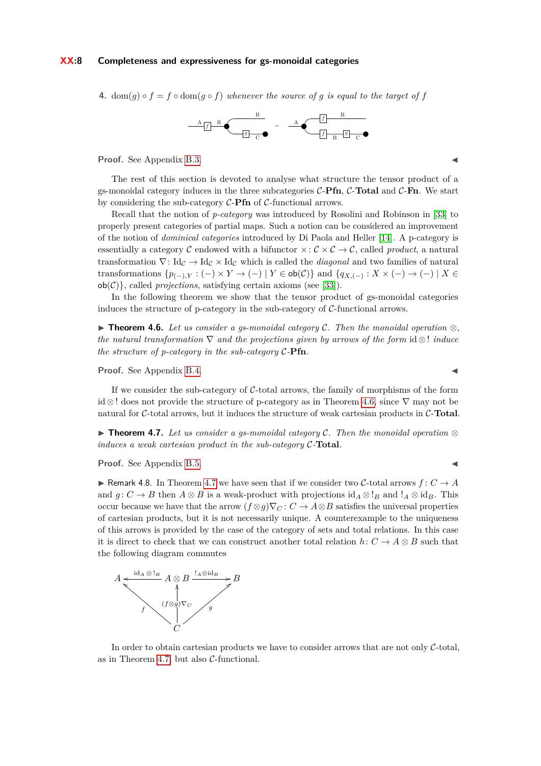4. $\text{dom}(g) \circ f = f \circ \text{dom}(g \circ f)$ *whenever the source of $g$ is equal to the target of $f$*

**Proof.** See Appendix B.3. ◀

The rest of this section is devoted to analyse what structure the tensor product of a gs-monoidal category induces in the three subcategories $\mathcal{C}$-**Pfn**, $\mathcal{C}$-**Total** and $\mathcal{C}$-**Fn**. We start by considering the sub-category $\mathcal{C}$-**Pfn** of $\mathcal{C}$-functional arrows.

Recall that the notion of *p-category* was introduced by Rosolini and Robinson in [33] to properly present categories of partial maps. Such a notion can be considered an improvement of the notion of *dominical categories* introduced by Di Paola and Heller [14]. A p-category is essentially a category $\mathcal{C}$ endowed with a bifunctor $\times : \mathcal{C} \times \mathcal{C} \to \mathcal{C}$, called *product*, a natural transformation $\nabla : \text{Id}_\mathcal{C} \to \text{Id}_\mathcal{C} \times \text{Id}_\mathcal{C}$ which is called the *diagonal* and two families of natural transformations $\{p_{(-),Y} : (-) \times Y \to (-) \mid Y \in \mathsf{ob}(\mathcal{C})\}$ and $\{q_{X,(-)} : X \times (-) \to (-) \mid X \in \mathsf{ob}(\mathcal{C})\}$, called *projections*, satisfying certain axioms (see [33]).

In the following theorem we show that the tensor product of gs-monoidal categories induces the structure of p-category in the sub-category of $\mathcal{C}$-functional arrows.

▶ **Theorem 4.6.** *Let us consider a gs-monoidal category $\mathcal{C}$. Then the monoidal operation $\otimes$, the natural transformation $\nabla$ and the projections given by arrows of the form $\text{id} \otimes !$ induce the structure of p-category in the sub-category $\mathcal{C}$-**Pfn**.*

**Proof.** See Appendix B.4. ◀

If we consider the sub-category of $\mathcal{C}$-total arrows, the family of morphisms of the form $\text{id} \otimes !$ does not provide the structure of p-category as in Theorem 4.6, since $\nabla$ may not be natural for $\mathcal{C}$-total arrows, but it induces the structure of weak cartesian products in $\mathcal{C}$-**Total**.

▶ **Theorem 4.7.** *Let us consider a gs-monoidal category $\mathcal{C}$. Then the monoidal operation $\otimes$ induces a weak cartesian product in the sub-category $\mathcal{C}$-**Total**.*

**Proof.** See Appendix B.5. ◀

▶ Remark 4.8. In Theorem 4.7 we have seen that if we consider two $\mathcal{C}$-total arrows $f : C \to A$ and $g : C \to B$ then $A \otimes B$ is a weak-product with projections $\text{id}_A \otimes !_B$ and $!_A \otimes \text{id}_B$. This occur because we have that the arrow $(f \otimes g)\nabla_C : C \to A \otimes B$ satisfies the universal properties of cartesian products, but it is not necessarily unique. A counterexample to the uniqueness of this arrows is provided by the case of the category of sets and total relations. In this case it is direct to check that we can construct another total relation $h : C \to A \otimes B$ such that the following diagram commutes

$$
\begin{array}{ccccc}
A & \xleftarrow{\text{id}_A \otimes !_B} & A \otimes B & \xrightarrow{!_A \otimes \text{id}_B} & B \\
& \nwarrow^{f} & \uparrow{\scriptstyle (f \otimes g)\nabla_C} & \nearrow_{g} & \\
& & C & &
\end{array}
$$

In order to obtain cartesian products we have to consider arrows that are not only $\mathcal{C}$-total, as in Theorem 4.7, but also $\mathcal{C}$-functional.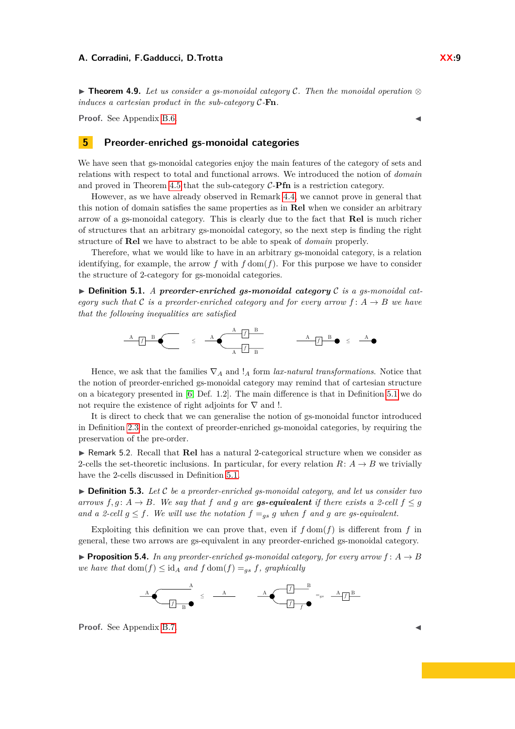▶ **Theorem 4.9.** *Let us consider a gs-monoidal category $\mathcal{C}$. Then the monoidal operation $\otimes$ induces a cartesian product in the sub-category $\mathcal{C}$-**Fn**.*

**Proof.** See Appendix B.6. ◀

## 5 Preorder-enriched gs-monoidal categories

We have seen that gs-monoidal categories enjoy the main features of the category of sets and relations with respect to total and functional arrows. We introduced the notion of *domain* and proved in Theorem 4.5 that the sub-category $\mathcal{C}$-**Pfn** is a restriction category.

However, as we have already observed in Remark 4.4, we cannot prove in general that this notion of domain satisfies the same properties as in **Rel** when we consider an arbitrary arrow of a gs-monoidal category. This is clearly due to the fact that **Rel** is much richer of structures that an arbitrary gs-monoidal category, so the next step is finding the right structure of **Rel** we have to abstract to be able to speak of *domain* properly.

Therefore, what we would like to have in an arbitrary gs-monoidal category, is a relation identifying, for example, the arrow $f$ with $f\,\text{dom}(f)$. For this purpose we have to consider the structure of 2-category for gs-monoidal categories.

▶ **Definition 5.1.** *A **preorder-enriched gs-monoidal category** $\mathcal{C}$ is a gs-monoidal category such that $\mathcal{C}$ is a preorder-enriched category and for every arrow $f\colon A \to B$ we have that the following inequalities are satisfied*

Hence, we ask that the families $\nabla_A$ and $!_A$ form *lax-natural transformations*. Notice that the notion of preorder-enriched gs-monoidal category may remind that of cartesian structure on a bicategory presented in [6, Def. 1.2]. The main difference is that in Definition 5.1 we do not require the existence of right adjoints for $\nabla$ and $!$.

It is direct to check that we can generalise the notion of gs-monoidal functor introduced in Definition 2.3 in the context of preorder-enriched gs-monoidal categories, by requiring the preservation of the pre-order.

▶ Remark 5.2. Recall that **Rel** has a natural 2-categorical structure when we consider as 2-cells the set-theoretic inclusions. In particular, for every relation $R\colon A \to B$ we trivially have the 2-cells discussed in Definition 5.1.

▶ **Definition 5.3.** *Let $\mathcal{C}$ be a preorder-enriched gs-monoidal category, and let us consider two arrows $f, g\colon A \to B$. We say that $f$ and $g$ are **gs-equivalent** if there exists a 2-cell $f \leq g$ and a 2-cell $g \leq f$. We will use the notation $f =_{gs} g$ when $f$ and $g$ are gs-equivalent.*

Exploiting this definition we can prove that, even if $f\,\text{dom}(f)$ is different from $f$ in general, these two arrows are gs-equivalent in any preorder-enriched gs-monoidal category.

▶ **Proposition 5.4.** *In any preorder-enriched gs-monoidal category, for every arrow $f\colon A \to B$ we have that $\text{dom}(f) \leq \text{id}_A$ and $f\,\text{dom}(f) =_{gs} f$, graphically*

**Proof.** See Appendix B.7. ◀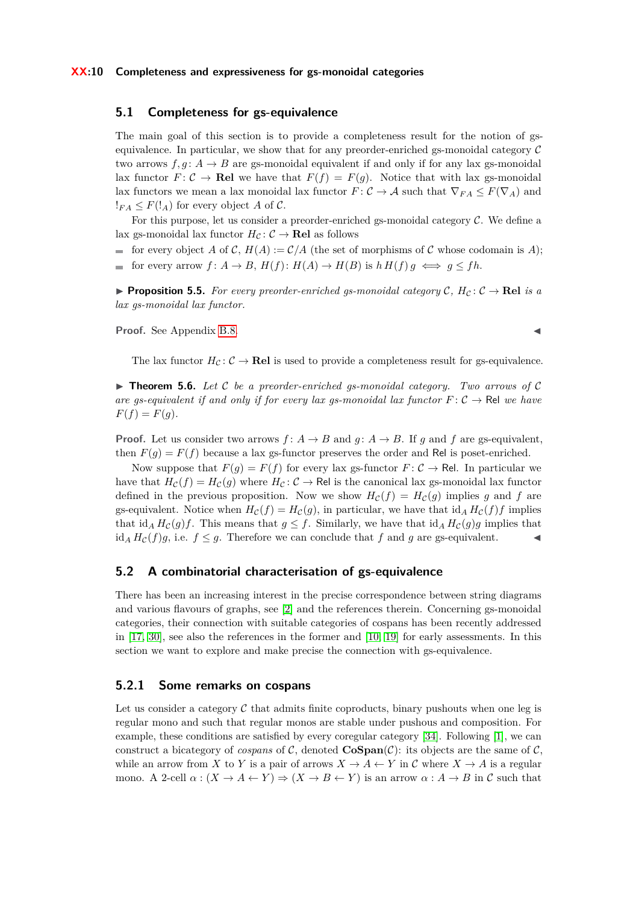## 5.1 Completeness for gs-equivalence

The main goal of this section is to provide a completeness result for the notion of gs-equivalence. In particular, we show that for any preorder-enriched gs-monoidal category $\mathcal{C}$ two arrows $f, g\colon A \to B$ are gs-monoidal equivalent if and only if for any lax gs-monoidal lax functor $F\colon \mathcal{C} \to \mathbf{Rel}$ we have that $F(f) = F(g)$. Notice that with lax gs-monoidal lax functors we mean a lax monoidal lax functor $F\colon \mathcal{C} \to \mathcal{A}$ such that $\nabla_{FA} \leq F(\nabla_A)$ and $!_{FA} \leq F(!_A)$ for every object $A$ of $\mathcal{C}$.

For this purpose, let us consider a preorder-enriched gs-monoidal category $\mathcal{C}$. We define a lax gs-monoidal lax functor $H_{\mathcal{C}}\colon \mathcal{C} \to \mathbf{Rel}$ as follows

- for every object $A$ of $\mathcal{C}$, $H(A) := \mathcal{C}/A$ (the set of morphisms of $\mathcal{C}$ whose codomain is $A$);
- for every arrow $f\colon A \to B$, $H(f)\colon H(A) \to H(B)$ is $h\, H(f)\, g \iff g \leq fh$.

▶ **Proposition 5.5.** *For every preorder-enriched gs-monoidal category $\mathcal{C}$, $H_{\mathcal{C}}\colon \mathcal{C} \to \mathbf{Rel}$ is a lax gs-monoidal lax functor.*

**Proof.** See Appendix B.8. ◀

The lax functor $H_{\mathcal{C}}\colon \mathcal{C} \to \mathbf{Rel}$ is used to provide a completeness result for gs-equivalence.

▶ **Theorem 5.6.** *Let $\mathcal{C}$ be a preorder-enriched gs-monoidal category. Two arrows of $\mathcal{C}$ are gs-equivalent if and only if for every lax gs-monoidal lax functor $F\colon \mathcal{C} \to \mathsf{Rel}$ we have $F(f) = F(g)$.*

**Proof.** Let us consider two arrows $f\colon A \to B$ and $g\colon A \to B$. If $g$ and $f$ are gs-equivalent, then $F(g) = F(f)$ because a lax gs-functor preserves the order and $\mathsf{Rel}$ is poset-enriched.

Now suppose that $F(g) = F(f)$ for every lax gs-functor $F\colon \mathcal{C} \to \mathsf{Rel}$. In particular we have that $H_{\mathcal{C}}(f) = H_{\mathcal{C}}(g)$ where $H_{\mathcal{C}}\colon \mathcal{C} \to \mathsf{Rel}$ is the canonical lax gs-monoidal lax functor defined in the previous proposition. Now we show $H_{\mathcal{C}}(f) = H_{\mathcal{C}}(g)$ implies $g$ and $f$ are gs-equivalent. Notice when $H_{\mathcal{C}}(f) = H_{\mathcal{C}}(g)$, in particular, we have that $\mathrm{id}_A\, H_{\mathcal{C}}(f) f$ implies that $\mathrm{id}_A\, H_{\mathcal{C}}(g) f$. This means that $g \leq f$. Similarly, we have that $\mathrm{id}_A\, H_{\mathcal{C}}(g) g$ implies that $\mathrm{id}_A\, H_{\mathcal{C}}(f) g$, i.e. $f \leq g$. Therefore we can conclude that $f$ and $g$ are gs-equivalent. ◀

## 5.2 A combinatorial characterisation of gs-equivalence

There has been an increasing interest in the precise correspondence between string diagrams and various flavours of graphs, see [2] and the references therein. Concerning gs-monoidal categories, their connection with suitable categories of cospans has been recently addressed in [17, 30], see also the references in the former and [10, 19] for early assessments. In this section we want to explore and make precise the connection with gs-equivalence.

### 5.2.1 Some remarks on cospans

Let us consider a category $\mathcal{C}$ that admits finite coproducts, binary pushouts when one leg is regular mono and such that regular monos are stable under pushous and composition. For example, these conditions are satisfied by every coregular category [34]. Following [1], we can construct a bicategory of *cospans* of $\mathcal{C}$, denoted $\mathbf{CoSpan}(\mathcal{C})$: its objects are the same of $\mathcal{C}$, while an arrow from $X$ to $Y$ is a pair of arrows $X \to A \leftarrow Y$ in $\mathcal{C}$ where $X \to A$ is a regular mono. A 2-cell $\alpha : (X \to A \leftarrow Y) \Rightarrow (X \to B \leftarrow Y)$ is an arrow $\alpha : A \to B$ in $\mathcal{C}$ such that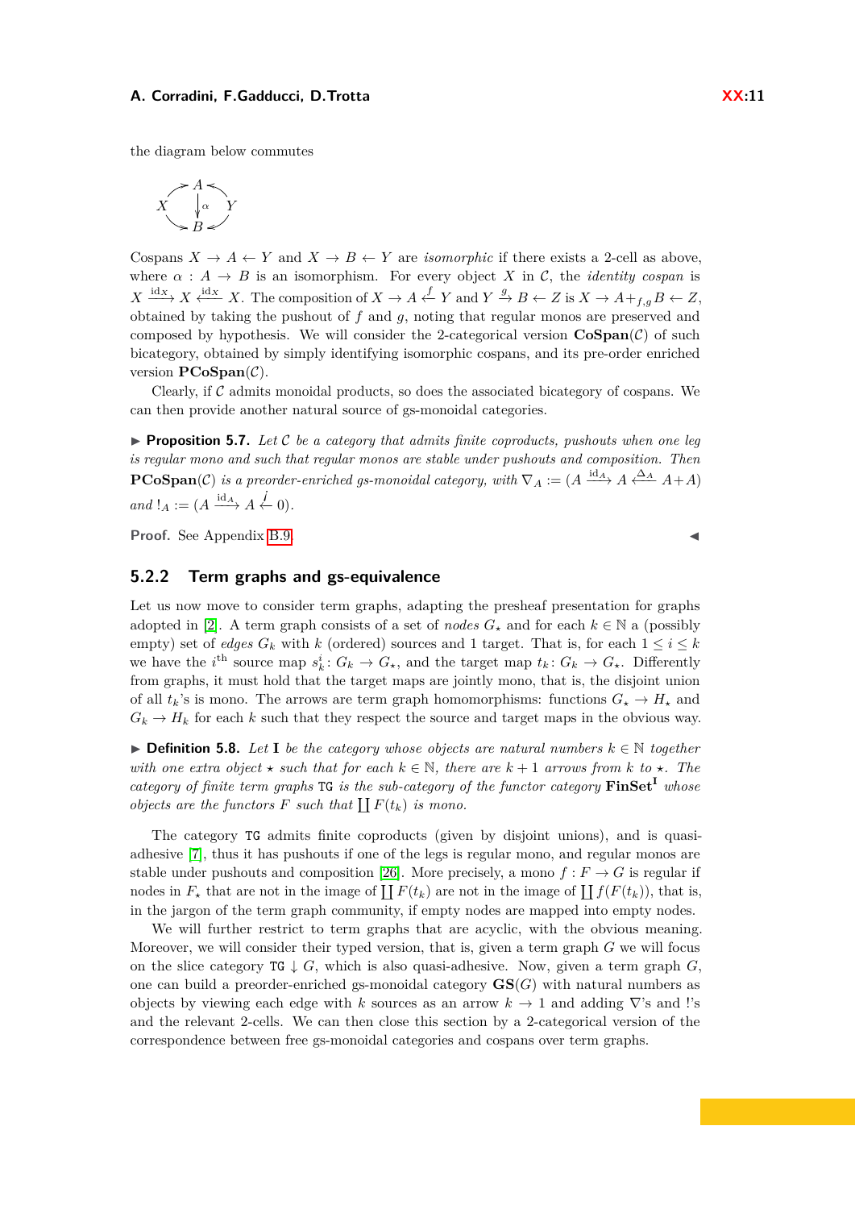the diagram below commutes

$$\begin{array}{ccc} & A & \\ X \nearrow & \downarrow \alpha & \nwarrow Y \\ \searrow & B & \swarrow \end{array}$$

Cospans $X \to A \leftarrow Y$ and $X \to B \leftarrow Y$ are *isomorphic* if there exists a 2-cell as above, where $\alpha : A \to B$ is an isomorphism. For every object $X$ in $\mathcal{C}$, the *identity cospan* is $X \xrightarrow{\mathrm{id}_X} X \xleftarrow{\mathrm{id}_X} X$. The composition of $X \to A \xleftarrow{f} Y$ and $Y \xrightarrow{g} B \leftarrow Z$ is $X \to A +_{f,g} B \leftarrow Z$, obtained by taking the pushout of $f$ and $g$, noting that regular monos are preserved and composed by hypothesis. We will consider the 2-categorical version $\mathbf{CoSpan}(\mathcal{C})$ of such bicategory, obtained by simply identifying isomorphic cospans, and its pre-order enriched version $\mathbf{PCoSpan}(\mathcal{C})$.

Clearly, if $\mathcal{C}$ admits monoidal products, so does the associated bicategory of cospans. We can then provide another natural source of gs-monoidal categories.

▶ **Proposition 5.7.** *Let $\mathcal{C}$ be a category that admits finite coproducts, pushouts when one leg is regular mono and such that regular monos are stable under pushouts and composition. Then $\mathbf{PCoSpan}(\mathcal{C})$ is a preorder-enriched gs-monoidal category, with $\nabla_A := (A \xrightarrow{\mathrm{id}_A} A \xleftarrow{\Delta_A} A + A)$ and $!_A := (A \xrightarrow{\mathrm{id}_A} A \xleftarrow{j} 0)$.*

**Proof.** See Appendix B.9. ◀

### 5.2.2 Term graphs and gs-equivalence

Let us now move to consider term graphs, adapting the presheaf presentation for graphs adopted in [2]. A term graph consists of a set of *nodes* $G_\star$ and for each $k \in \mathbb{N}$ a (possibly empty) set of *edges* $G_k$ with $k$ (ordered) sources and 1 target. That is, for each $1 \leq i \leq k$ we have the $i^{\text{th}}$ source map $s_k^i \colon G_k \to G_\star$, and the target map $t_k \colon G_k \to G_\star$. Differently from graphs, it must hold that the target maps are jointly mono, that is, the disjoint union of all $t_k$'s is mono. The arrows are term graph homomorphisms: functions $G_\star \to H_\star$ and $G_k \to H_k$ for each $k$ such that they respect the source and target maps in the obvious way.

▶ **Definition 5.8.** *Let $\mathbf{I}$ be the category whose objects are natural numbers $k \in \mathbb{N}$ together with one extra object $\star$ such that for each $k \in \mathbb{N}$, there are $k+1$ arrows from $k$ to $\star$. The category of finite term graphs $\mathtt{TG}$ is the sub-category of the functor category $\mathbf{FinSet}^{\mathbf{I}}$ whose objects are the functors $F$ such that $\coprod F(t_k)$ is mono.*

The category $\mathtt{TG}$ admits finite coproducts (given by disjoint unions), and is quasi-adhesive [7], thus it has pushouts if one of the legs is regular mono, and regular monos are stable under pushouts and composition [26]. More precisely, a mono $f : F \to G$ is regular if nodes in $F_\star$ that are not in the image of $\coprod F(t_k)$ are not in the image of $\coprod f(F(t_k))$, that is, in the jargon of the term graph community, if empty nodes are mapped into empty nodes.

We will further restrict to term graphs that are acyclic, with the obvious meaning. Moreover, we will consider their typed version, that is, given a term graph $G$ we will focus on the slice category $\mathtt{TG} \downarrow G$, which is also quasi-adhesive. Now, given a term graph $G$, one can build a preorder-enriched gs-monoidal category $\mathbf{GS}(G)$ with natural numbers as objects by viewing each edge with $k$ sources as an arrow $k \to 1$ and adding $\nabla$'s and !'s and the relevant 2-cells. We can then close this section by a 2-categorical version of the correspondence between free gs-monoidal categories and cospans over term graphs.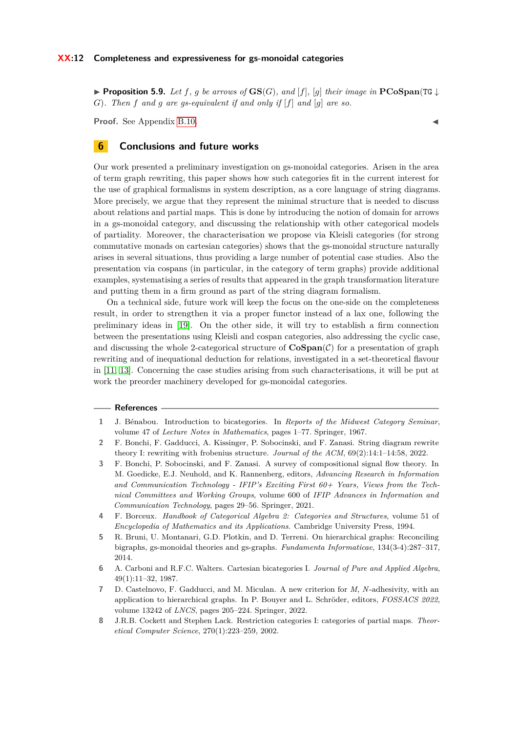▶ **Proposition 5.9.** *Let $f$, $g$ be arrows of* $\mathbf{GS}(G)$*, and* $[f]$*,* $[g]$ *their image in* $\mathbf{PCoSpan}(\mathtt{TG} \downarrow G)$*. Then $f$ and $g$ are gs-equivalent if and only if* $[f]$ *and* $[g]$ *are so.*

**Proof.** See Appendix B.10. ◀

## 6 Conclusions and future works

Our work presented a preliminary investigation on gs-monoidal categories. Arisen in the area of term graph rewriting, this paper shows how such categories fit in the current interest for the use of graphical formalisms in system description, as a core language of string diagrams. More precisely, we argue that they represent the minimal structure that is needed to discuss about relations and partial maps. This is done by introducing the notion of domain for arrows in a gs-monoidal category, and discussing the relationship with other categorical models of partiality. Moreover, the characterisation we propose via Kleisli categories (for strong commutative monads on cartesian categories) shows that the gs-monoidal structure naturally arises in several situations, thus providing a large number of potential case studies. Also the presentation via cospans (in particular, in the category of term graphs) provide additional examples, systematising a series of results that appeared in the graph transformation literature and putting them in a firm ground as part of the string diagram formalism.

On a technical side, future work will keep the focus on the one-side on the completeness result, in order to strengthen it via a proper functor instead of a lax one, following the preliminary ideas in [19]. On the other side, it will try to establish a firm connection between the presentations using Kleisli and cospan categories, also addressing the cyclic case, and discussing the whole 2-categorical structure of $\mathbf{CoSpan}(\mathcal{C})$ for a presentation of graph rewriting and of inequational deduction for relations, investigated in a set-theoretical flavour in [11, 13]. Concerning the case studies arising from such characterisations, it will be put at work the preorder machinery developed for gs-monoidal categories.

## References

1. J. Bénabou. Introduction to bicategories. In *Reports of the Midwest Category Seminar*, volume 47 of *Lecture Notes in Mathematics*, pages 1–77. Springer, 1967.
2. F. Bonchi, F. Gadducci, A. Kissinger, P. Sobocinski, and F. Zanasi. String diagram rewrite theory I: rewriting with frobenius structure. *Journal of the ACM*, 69(2):14:1–14:58, 2022.
3. F. Bonchi, P. Sobocinski, and F. Zanasi. A survey of compositional signal flow theory. In M. Goedicke, E.J. Neuhold, and K. Rannenberg, editors, *Advancing Research in Information and Communication Technology - IFIP's Exciting First 60+ Years, Views from the Technical Committees and Working Groups*, volume 600 of *IFIP Advances in Information and Communication Technology*, pages 29–56. Springer, 2021.
4. F. Borceux. *Handbook of Categorical Algebra 2: Categories and Structures*, volume 51 of *Encyclopedia of Mathematics and its Applications*. Cambridge University Press, 1994.
5. R. Bruni, U. Montanari, G.D. Plotkin, and D. Terreni. On hierarchical graphs: Reconciling bigraphs, gs-monoidal theories and gs-graphs. *Fundamenta Informaticae*, 134(3-4):287–317, 2014.
6. A. Carboni and R.F.C. Walters. Cartesian bicategories I. *Journal of Pure and Applied Algebra*, 49(1):11–32, 1987.
7. D. Castelnovo, F. Gadducci, and M. Miculan. A new criterion for $\mathcal{M}$, $\mathcal{N}$-adhesivity, with an application to hierarchical graphs. In P. Bouyer and L. Schröder, editors, *FOSSACS 2022*, volume 13242 of *LNCS*, pages 205–224. Springer, 2022.
8. J.R.B. Cockett and Stephen Lack. Restriction categories I: categories of partial maps. *Theoretical Computer Science*, 270(1):223–259, 2002.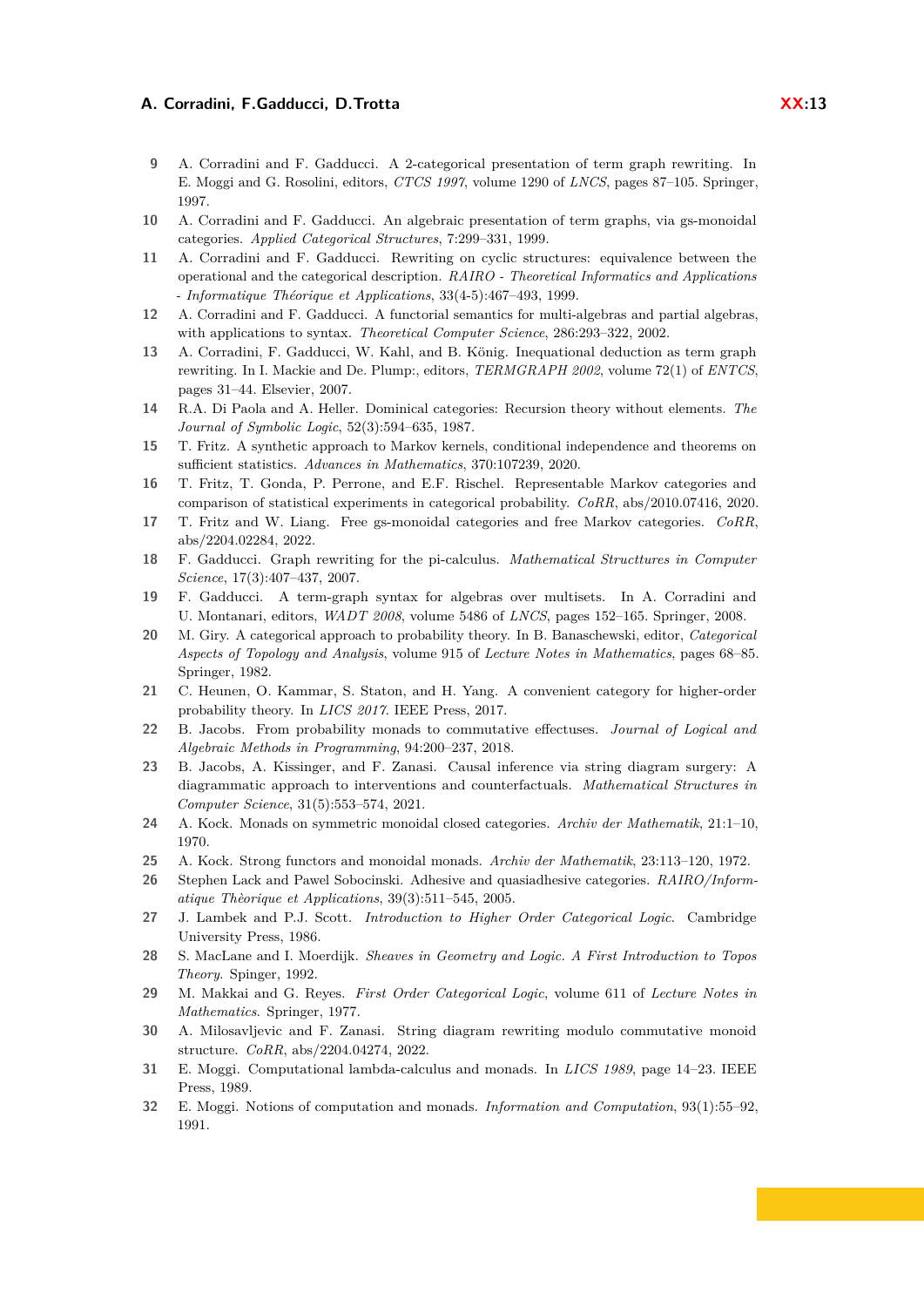9. A. Corradini and F. Gadducci. A 2-categorical presentation of term graph rewriting. In E. Moggi and G. Rosolini, editors, *CTCS 1997*, volume 1290 of *LNCS*, pages 87–105. Springer, 1997.
10. A. Corradini and F. Gadducci. An algebraic presentation of term graphs, via gs-monoidal categories. *Applied Categorical Structures*, 7:299–331, 1999.
11. A. Corradini and F. Gadducci. Rewriting on cyclic structures: equivalence between the operational and the categorical description. *RAIRO - Theoretical Informatics and Applications - Informatique Théorique et Applications*, 33(4-5):467–493, 1999.
12. A. Corradini and F. Gadducci. A functorial semantics for multi-algebras and partial algebras, with applications to syntax. *Theoretical Computer Science*, 286:293–322, 2002.
13. A. Corradini, F. Gadducci, W. Kahl, and B. König. Inequational deduction as term graph rewriting. In I. Mackie and De. Plump:, editors, *TERMGRAPH 2002*, volume 72(1) of *ENTCS*, pages 31–44. Elsevier, 2007.
14. R.A. Di Paola and A. Heller. Dominical categories: Recursion theory without elements. *The Journal of Symbolic Logic*, 52(3):594–635, 1987.
15. T. Fritz. A synthetic approach to Markov kernels, conditional independence and theorems on sufficient statistics. *Advances in Mathematics*, 370:107239, 2020.
16. T. Fritz, T. Gonda, P. Perrone, and E.F. Rischel. Representable Markov categories and comparison of statistical experiments in categorical probability. *CoRR*, abs/2010.07416, 2020.
17. T. Fritz and W. Liang. Free gs-monoidal categories and free Markov categories. *CoRR*, abs/2204.02284, 2022.
18. F. Gadducci. Graph rewriting for the pi-calculus. *Mathematical Structtures in Computer Science*, 17(3):407–437, 2007.
19. F. Gadducci. A term-graph syntax for algebras over multisets. In A. Corradini and U. Montanari, editors, *WADT 2008*, volume 5486 of *LNCS*, pages 152–165. Springer, 2008.
20. M. Giry. A categorical approach to probability theory. In B. Banaschewski, editor, *Categorical Aspects of Topology and Analysis*, volume 915 of *Lecture Notes in Mathematics*, pages 68–85. Springer, 1982.
21. C. Heunen, O. Kammar, S. Staton, and H. Yang. A convenient category for higher-order probability theory. In *LICS 2017*. IEEE Press, 2017.
22. B. Jacobs. From probability monads to commutative effectuses. *Journal of Logical and Algebraic Methods in Programming*, 94:200–237, 2018.
23. B. Jacobs, A. Kissinger, and F. Zanasi. Causal inference via string diagram surgery: A diagrammatic approach to interventions and counterfactuals. *Mathematical Structures in Computer Science*, 31(5):553–574, 2021.
24. A. Kock. Monads on symmetric monoidal closed categories. *Archiv der Mathematik*, 21:1–10, 1970.
25. A. Kock. Strong functors and monoidal monads. *Archiv der Mathematik*, 23:113–120, 1972.
26. Stephen Lack and Pawel Sobocinski. Adhesive and quasiadhesive categories. *RAIRO/Informatique Thèorique et Applications*, 39(3):511–545, 2005.
27. J. Lambek and P.J. Scott. *Introduction to Higher Order Categorical Logic*. Cambridge University Press, 1986.
28. S. MacLane and I. Moerdijk. *Sheaves in Geometry and Logic. A First Introduction to Topos Theory*. Spinger, 1992.
29. M. Makkai and G. Reyes. *First Order Categorical Logic*, volume 611 of *Lecture Notes in Mathematics*. Springer, 1977.
30. A. Milosavljevic and F. Zanasi. String diagram rewriting modulo commutative monoid structure. *CoRR*, abs/2204.04274, 2022.
31. E. Moggi. Computational lambda-calculus and monads. In *LICS 1989*, page 14–23. IEEE Press, 1989.
32. E. Moggi. Notions of computation and monads. *Information and Computation*, 93(1):55–92, 1991.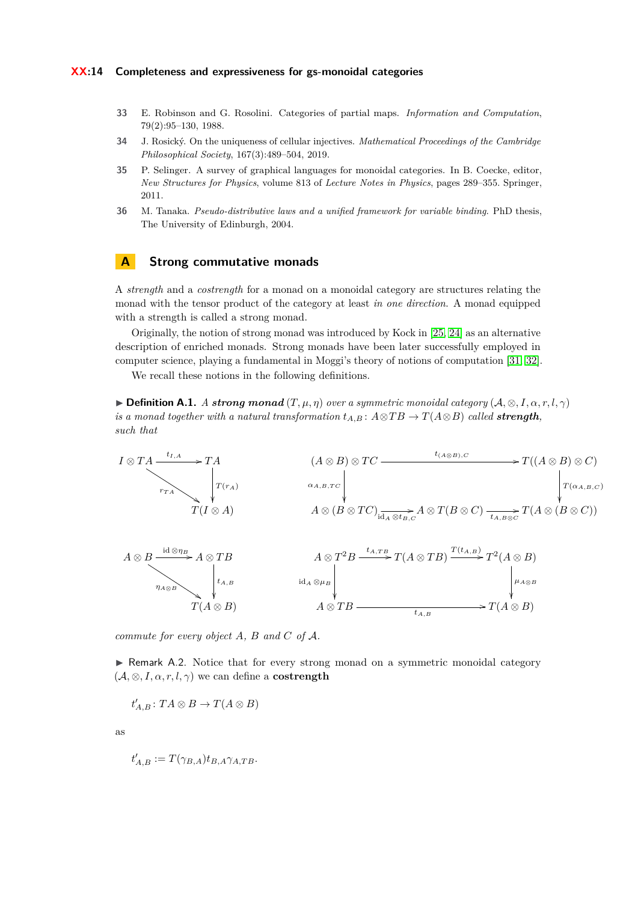33 E. Robinson and G. Rosolini. Categories of partial maps. *Information and Computation*, 79(2):95–130, 1988.

34 J. Rosický. On the uniqueness of cellular injectives. *Mathematical Proceedings of the Cambridge Philosophical Society*, 167(3):489–504, 2019.

35 P. Selinger. A survey of graphical languages for monoidal categories. In B. Coecke, editor, *New Structures for Physics*, volume 813 of *Lecture Notes in Physics*, pages 289–355. Springer, 2011.

36 M. Tanaka. *Pseudo-distributive laws and a unified framework for variable binding*. PhD thesis, The University of Edinburgh, 2004.

## A Strong commutative monads

A *strength* and a *costrength* for a monad on a monoidal category are structures relating the monad with the tensor product of the category at least *in one direction*. A monad equipped with a strength is called a strong monad.

Originally, the notion of strong monad was introduced by Kock in [25, 24] as an alternative description of enriched monads. Strong monads have been later successfully employed in computer science, playing a fundamental in Moggi's theory of notions of computation [31, 32].

We recall these notions in the following definitions.

▶ **Definition A.1.** *A **strong monad** $(T, \mu, \eta)$ over a symmetric monoidal category $(\mathcal{A}, \otimes, I, \alpha, r, l, \gamma)$ is a monad together with a natural transformation $t_{A,B} \colon A \otimes TB \to T(A \otimes B)$ called **strength**, such that*

$$
\begin{array}{ccc}
I \otimes TA & \xrightarrow{t_{I,A}} & TA \\
 & \searrow^{r_{TA}} & \downarrow T(r_A) \\
 & & T(I \otimes A)
\end{array}
\qquad
\begin{array}{ccccc}
(A \otimes B) \otimes TC & & \xrightarrow{t_{(A\otimes B),C}} & & T((A \otimes B) \otimes C) \\
\downarrow \alpha_{A,B,TC} & & & & \downarrow T(\alpha_{A,B,C}) \\
A \otimes (B \otimes TC) & \xrightarrow{\mathrm{id}_A \otimes t_{B,C}} & A \otimes T(B \otimes C) & \xrightarrow{t_{A,B\otimes C}} & T(A \otimes (B \otimes C))
\end{array}
$$

$$
\begin{array}{ccc}
A \otimes B & \xrightarrow{\mathrm{id} \otimes \eta_B} & A \otimes TB \\
 & \searrow^{\eta_{A\otimes B}} & \downarrow t_{A,B} \\
 & & T(A \otimes B)
\end{array}
\qquad
\begin{array}{ccccc}
A \otimes T^2B & \xrightarrow{t_{A,TB}} & T(A \otimes TB) & \xrightarrow{T(t_{A,B})} & T^2(A \otimes B) \\
\downarrow \mathrm{id}_A \otimes \mu_B & & & & \downarrow \mu_{A\otimes B} \\
A \otimes TB & & \xrightarrow{t_{A,B}} & & T(A \otimes B)
\end{array}
$$

*commute for every object $A$, $B$ and $C$ of $\mathcal{A}$.*

▶ Remark A.2. Notice that for every strong monad on a symmetric monoidal category $(\mathcal{A}, \otimes, I, \alpha, r, l, \gamma)$ we can define a **costrength**

$$t'_{A,B} \colon TA \otimes B \to T(A \otimes B)$$

as

$$t'_{A,B} := T(\gamma_{B,A}) t_{B,A} \gamma_{A,TB}.$$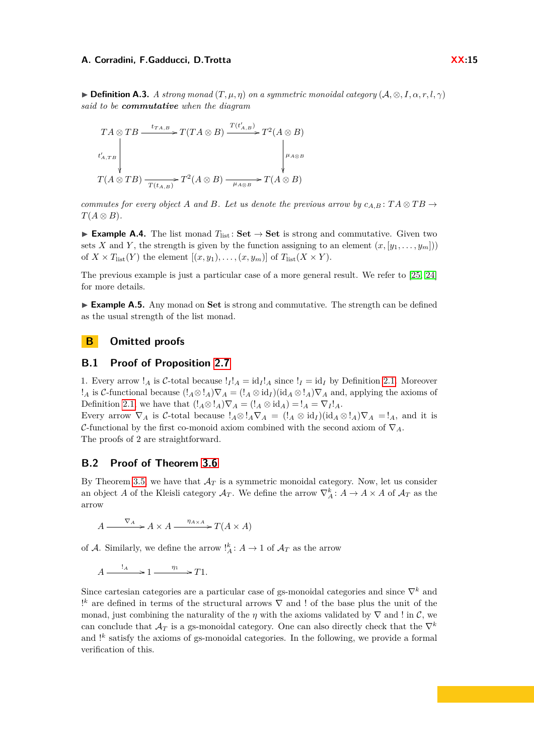▶ **Definition A.3.** *A strong monad $(T, \mu, \eta)$ on a symmetric monoidal category $(\mathcal{A}, \otimes, I, \alpha, r, l, \gamma)$ said to be* ***commutative*** *when the diagram*

$$
\begin{array}{ccccc}
TA \otimes TB & \xrightarrow{t_{TA,B}} & T(TA \otimes B) & \xrightarrow{T(t'_{A,B})} & T^2(A \otimes B) \\
\big\downarrow{\scriptstyle t'_{A,TB}} & & & & \big\downarrow{\scriptstyle \mu_{A\otimes B}} \\
T(A \otimes TB) & \xrightarrow[T(t_{A,B})]{} & T^2(A \otimes B) & \xrightarrow[\mu_{A\otimes B}]{} & T(A \otimes B)
\end{array}
$$

*commutes for every object $A$ and $B$. Let us denote the previous arrow by $c_{A,B} \colon TA \otimes TB \to T(A \otimes B)$.*

▶ **Example A.4.** The list monad $T_{\text{list}} \colon \mathbf{Set} \to \mathbf{Set}$ is strong and commutative. Given two sets $X$ and $Y$, the strength is given by the function assigning to an element $(x, [y_1, \dots, y_m]))$ of $X \times T_{\text{list}}(Y)$ the element $[(x, y_1), \dots, (x, y_m)]$ of $T_{\text{list}}(X \times Y)$.

The previous example is just a particular case of a more general result. We refer to [25, 24] for more details.

▶ **Example A.5.** Any monad on **Set** is strong and commutative. The strength can be defined as the usual strength of the list monad.

# B Omitted proofs

## B.1 Proof of Proposition 2.7

1. Every arrow $!_A$ is $\mathcal{C}$-total because $!_I !_A = \text{id}_I !_A$ since $!_I = \text{id}_I$ by Definition 2.1. Moreover $!_A$ is $\mathcal{C}$-functional because $(!_A \otimes !_A)\nabla_A = (!_A \otimes \text{id}_I)(\text{id}_A \otimes !_A)\nabla_A$ and, applying the axioms of Definition 2.1 we have that $(!_A \otimes !_A)\nabla_A = (!_A \otimes \text{id}_A) = !_A = \nabla_I !_A$.
Every arrow $\nabla_A$ is $\mathcal{C}$-total because $!_{A \otimes} !_A \nabla_A = (!_A \otimes \text{id}_I)(\text{id}_A \otimes !_A)\nabla_A = !_A$, and it is $\mathcal{C}$-functional by the first co-monoid axiom combined with the second axiom of $\nabla_A$.
The proofs of 2 are straightforward.

## B.2 Proof of Theorem 3.6

By Theorem 3.5 we have that $\mathcal{A}_T$ is a symmetric monoidal category. Now, let us consider an object $A$ of the Kleisli category $\mathcal{A}_T$. We define the arrow $\nabla^k_A \colon A \to A \times A$ of $\mathcal{A}_T$ as the arrow

$$
A \xrightarrow{\nabla_A} A \times A \xrightarrow{\eta_{A \times A}} T(A \times A)
$$

of $\mathcal{A}$. Similarly, we define the arrow $!^k_A \colon A \to 1$ of $\mathcal{A}_T$ as the arrow

$$
A \xrightarrow{!_A} 1 \xrightarrow{\eta_1} T1.
$$

Since cartesian categories are a particular case of gs-monoidal categories and since $\nabla^k$ and $!^k$ are defined in terms of the structural arrows $\nabla$ and $!$ of the base plus the unit of the monad, just combining the naturality of the $\eta$ with the axioms validated by $\nabla$ and $!$ in $\mathcal{C}$, we can conclude that $\mathcal{A}_T$ is a gs-monoidal category. One can also directly check that the $\nabla^k$ and $!^k$ satisfy the axioms of gs-monoidal categories. In the following, we provide a formal verification of this.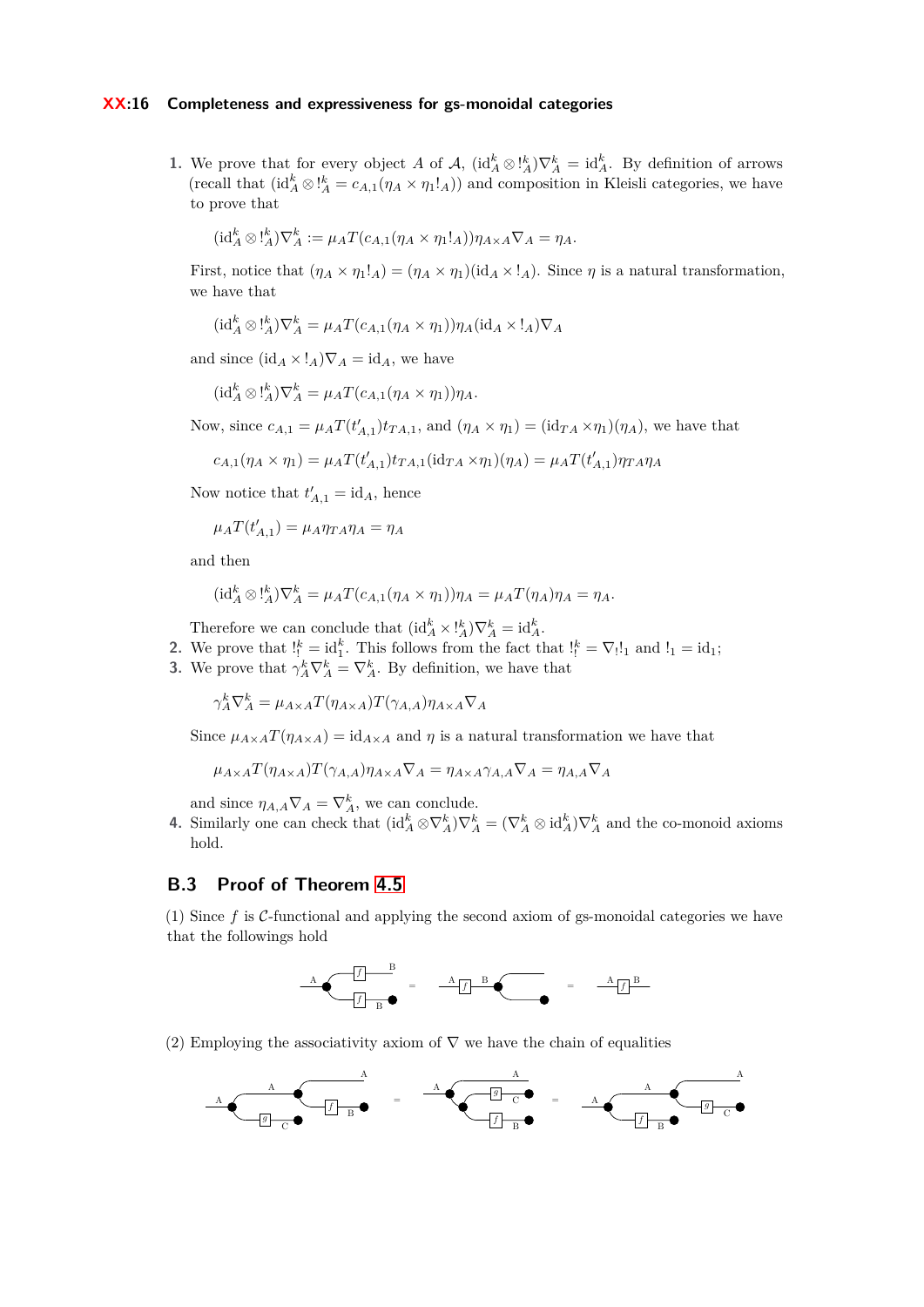1. We prove that for every object $A$ of $\mathcal{A}$, $(\mathrm{id}^k_A \otimes !^k_A)\nabla^k_A = \mathrm{id}^k_A$. By definition of arrows (recall that $(\mathrm{id}^k_A \otimes !^k_A = c_{A,1}(\eta_A \times \eta_1 !_A))$ and composition in Kleisli categories, we have to prove that

   $$(\mathrm{id}^k_A \otimes !^k_A)\nabla^k_A := \mu_A T(c_{A,1}(\eta_A \times \eta_1 !_A))\eta_{A\times A}\nabla_A = \eta_A.$$

   First, notice that $(\eta_A \times \eta_1 !_A) = (\eta_A \times \eta_1)(\mathrm{id}_A \times !_A)$. Since $\eta$ is a natural transformation, we have that

   $$(\mathrm{id}^k_A \otimes !^k_A)\nabla^k_A = \mu_A T(c_{A,1}(\eta_A \times \eta_1))\eta_A(\mathrm{id}_A \times !_A)\nabla_A$$

   and since $(\mathrm{id}_A \times !_A)\nabla_A = \mathrm{id}_A$, we have

   $$(\mathrm{id}^k_A \otimes !^k_A)\nabla^k_A = \mu_A T(c_{A,1}(\eta_A \times \eta_1))\eta_A.$$

   Now, since $c_{A,1} = \mu_A T(t'_{A,1})t_{TA,1}$, and $(\eta_A \times \eta_1) = (\mathrm{id}_{TA} \times \eta_1)(\eta_A)$, we have that

   $$c_{A,1}(\eta_A \times \eta_1) = \mu_A T(t'_{A,1})t_{TA,1}(\mathrm{id}_{TA} \times \eta_1)(\eta_A) = \mu_A T(t'_{A,1})\eta_{TA}\eta_A$$

   Now notice that $t'_{A,1} = \mathrm{id}_A$, hence

   $$\mu_A T(t'_{A,1}) = \mu_A \eta_{TA}\eta_A = \eta_A$$

   and then

   $$(\mathrm{id}^k_A \otimes !^k_A)\nabla^k_A = \mu_A T(c_{A,1}(\eta_A \times \eta_1))\eta_A = \mu_A T(\eta_A)\eta_A = \eta_A.$$

   Therefore we can conclude that $(\mathrm{id}^k_A \times !^k_A)\nabla^k_A = \mathrm{id}^k_A$.
2. We prove that $!^k_! = \mathrm{id}^k_1$. This follows from the fact that $!^k_! = \nabla_! !_1$ and $!_1 = \mathrm{id}_1$;
3. We prove that $\gamma^k_A \nabla^k_A = \nabla^k_A$. By definition, we have that

   $$\gamma^k_A \nabla^k_A = \mu_{A\times A} T(\eta_{A\times A})T(\gamma_{A,A})\eta_{A\times A}\nabla_A$$

   Since $\mu_{A\times A}T(\eta_{A\times A}) = \mathrm{id}_{A\times A}$ and $\eta$ is a natural transformation we have that

   $$\mu_{A\times A}T(\eta_{A\times A})T(\gamma_{A,A})\eta_{A\times A}\nabla_A = \eta_{A\times A}\gamma_{A,A}\nabla_A = \eta_{A,A}\nabla_A$$

   and since $\eta_{A,A}\nabla_A = \nabla^k_A$, we can conclude.
4. Similarly one can check that $(\mathrm{id}^k_A \otimes \nabla^k_A)\nabla^k_A = (\nabla^k_A \otimes \mathrm{id}^k_A)\nabla^k_A$ and the co-monoid axioms hold.

## B.3 Proof of Theorem 4.5

(1) Since $f$ is $\mathcal{C}$-functional and applying the second axiom of gs-monoidal categories we have that the followings hold

(2) Employing the associativity axiom of $\nabla$ we have the chain of equalities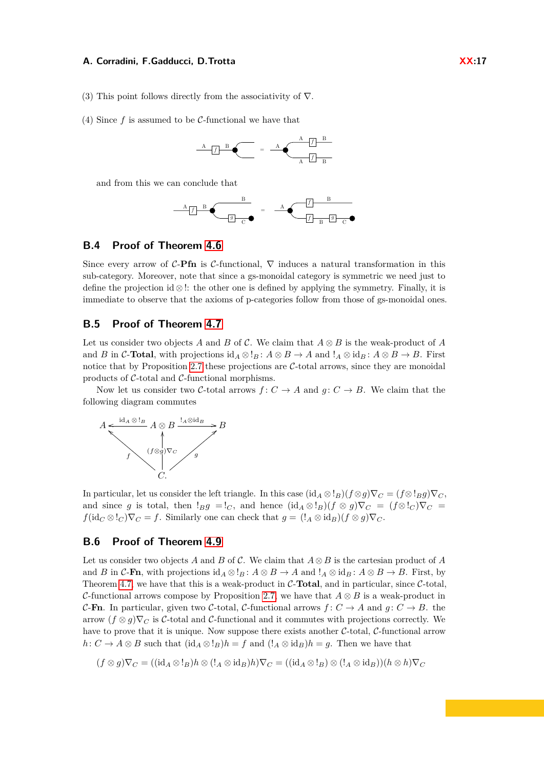(3) This point follows directly from the associativity of $\nabla$.

(4) Since $f$ is assumed to be $\mathcal{C}$-functional we have that

and from this we can conclude that

## B.4 Proof of Theorem 4.6

Since every arrow of $\mathcal{C}$-**Pfn** is $\mathcal{C}$-functional, $\nabla$ induces a natural transformation in this sub-category. Moreover, note that since a gs-monoidal category is symmetric we need just to define the projection $\mathrm{id} \otimes !$: the other one is defined by applying the symmetry. Finally, it is immediate to observe that the axioms of p-categories follow from those of gs-monoidal ones.

## B.5 Proof of Theorem 4.7

Let us consider two objects $A$ and $B$ of $\mathcal{C}$. We claim that $A \otimes B$ is the weak-product of $A$ and $B$ in $\mathcal{C}$-**Total**, with projections $\mathrm{id}_A \otimes !_B \colon A \otimes B \to A$ and $!_A \otimes \mathrm{id}_B \colon A \otimes B \to B$. First notice that by Proposition 2.7 these projections are $\mathcal{C}$-total arrows, since they are monoidal products of $\mathcal{C}$-total and $\mathcal{C}$-functional morphisms.

Now let us consider two $\mathcal{C}$-total arrows $f \colon C \to A$ and $g \colon C \to B$. We claim that the following diagram commutes

$$\begin{array}{ccccc} A & \xleftarrow{\mathrm{id}_A \otimes !_B} & A \otimes B & \xrightarrow{!_A \otimes \mathrm{id}_B} & B \\ & \nwarrow^{f} & \uparrow{\scriptstyle (f \otimes g)\nabla_C} & {}^{g}\nearrow & \\ & & C. & & \end{array}$$

In particular, let us consider the left triangle. In this case $(\mathrm{id}_A \otimes !_B)(f \otimes g)\nabla_C = (f \otimes !_B g)\nabla_C$, and since $g$ is total, then $!_B g = !_C$, and hence $(\mathrm{id}_A \otimes !_B)(f \otimes g)\nabla_C = (f \otimes !_C)\nabla_C = f(\mathrm{id}_C \otimes !_C)\nabla_C = f$. Similarly one can check that $g = (!_A \otimes \mathrm{id}_B)(f \otimes g)\nabla_C$.

## B.6 Proof of Theorem 4.9

Let us consider two objects $A$ and $B$ of $\mathcal{C}$. We claim that $A \otimes B$ is the cartesian product of $A$ and $B$ in $\mathcal{C}$-**Fn**, with projections $\mathrm{id}_A \otimes !_B \colon A \otimes B \to A$ and $!_A \otimes \mathrm{id}_B \colon A \otimes B \to B$. First, by Theorem 4.7, we have that this is a weak-product in $\mathcal{C}$-**Total**, and in particular, since $\mathcal{C}$-total, $\mathcal{C}$-functional arrows compose by Proposition 2.7, we have that $A \otimes B$ is a weak-product in $\mathcal{C}$-**Fn**. In particular, given two $\mathcal{C}$-total, $\mathcal{C}$-functional arrows $f \colon C \to A$ and $g \colon C \to B$. the arrow $(f \otimes g)\nabla_C$ is $\mathcal{C}$-total and $\mathcal{C}$-functional and it commutes with projections correctly. We have to prove that it is unique. Now suppose there exists another $\mathcal{C}$-total, $\mathcal{C}$-functional arrow $h \colon C \to A \otimes B$ such that $(\mathrm{id}_A \otimes !_B)h = f$ and $(!_A \otimes \mathrm{id}_B)h = g$. Then we have that

$$(f \otimes g)\nabla_C = ((\mathrm{id}_A \otimes !_B)h \otimes (!_A \otimes \mathrm{id}_B)h)\nabla_C = ((\mathrm{id}_A \otimes !_B) \otimes (!_A \otimes \mathrm{id}_B))(h \otimes h)\nabla_C$$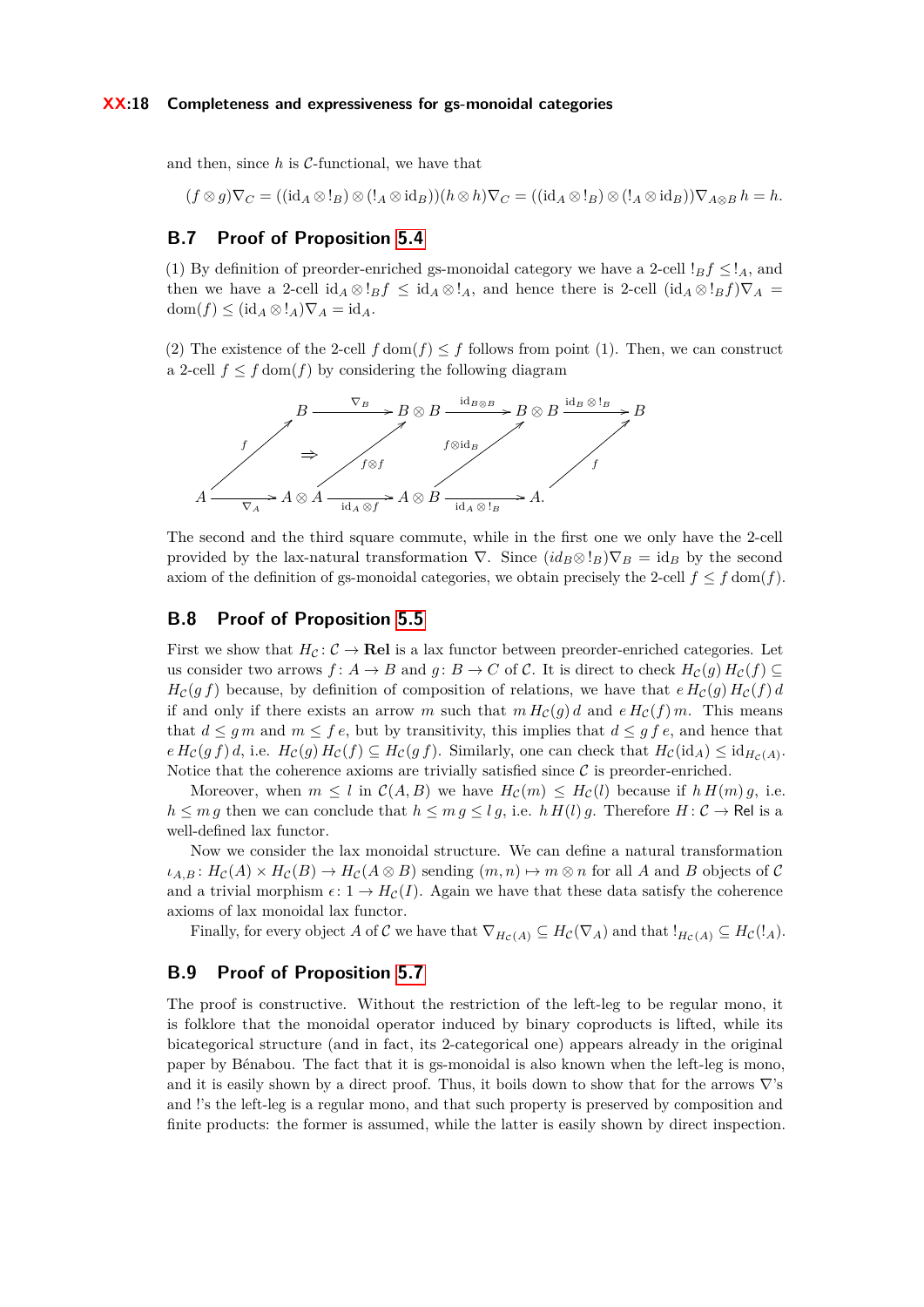and then, since $h$ is $\mathcal{C}$-functional, we have that

$$(f \otimes g)\nabla_C = ((\mathrm{id}_A \otimes !_B) \otimes (!_A \otimes \mathrm{id}_B))(h \otimes h)\nabla_C = ((\mathrm{id}_A \otimes !_B) \otimes (!_A \otimes \mathrm{id}_B))\nabla_{A\otimes B}\, h = h.$$

## B.7 Proof of Proposition 5.4

(1) By definition of preorder-enriched gs-monoidal category we have a 2-cell $!_B f \leq !_A$, and then we have a 2-cell $\mathrm{id}_A \otimes !_B f \leq \mathrm{id}_A \otimes !_A$, and hence there is 2-cell $(\mathrm{id}_A \otimes !_B f)\nabla_A = \mathrm{dom}(f) \leq (\mathrm{id}_A \otimes !_A)\nabla_A = \mathrm{id}_A$.

(2) The existence of the 2-cell $f\,\mathrm{dom}(f) \leq f$ follows from point (1). Then, we can construct a 2-cell $f \leq f\,\mathrm{dom}(f)$ by considering the following diagram

$$\begin{array}{ccccccc}
B & \xrightarrow{\nabla_B} & B \otimes B & \xrightarrow{\mathrm{id}_{B\otimes B}} & B \otimes B & \xrightarrow{\mathrm{id}_B \otimes !_B} & B \\
{\scriptstyle f}\nearrow & \Rightarrow & {\scriptstyle f\otimes f}\nearrow & & {\scriptstyle f\otimes \mathrm{id}_B}\nearrow & & {\scriptstyle f}\nearrow \\
A & \xrightarrow{\nabla_A} & A \otimes A & \xrightarrow{\mathrm{id}_A \otimes f} & A \otimes B & \xrightarrow{\mathrm{id}_A \otimes !_B} & A.
\end{array}$$

The second and the third square commute, while in the first one we only have the 2-cell provided by the lax-natural transformation $\nabla$. Since $(id_B \otimes !_B)\nabla_B = \mathrm{id}_B$ by the second axiom of the definition of gs-monoidal categories, we obtain precisely the 2-cell $f \leq f\,\mathrm{dom}(f)$.

## B.8 Proof of Proposition 5.5

First we show that $H_{\mathcal{C}} \colon \mathcal{C} \to \mathbf{Rel}$ is a lax functor between preorder-enriched categories. Let us consider two arrows $f \colon A \to B$ and $g \colon B \to C$ of $\mathcal{C}$. It is direct to check $H_{\mathcal{C}}(g)\,H_{\mathcal{C}}(f) \subseteq H_{\mathcal{C}}(g\,f)$ because, by definition of composition of relations, we have that $e\,H_{\mathcal{C}}(g)\,H_{\mathcal{C}}(f)\,d$ if and only if there exists an arrow $m$ such that $m\,H_{\mathcal{C}}(g)\,d$ and $e\,H_{\mathcal{C}}(f)\,m$. This means that $d \leq g\,m$ and $m \leq f\,e$, but by transitivity, this implies that $d \leq g\,f\,e$, and hence that $e\,H_{\mathcal{C}}(g\,f)\,d$, i.e. $H_{\mathcal{C}}(g)\,H_{\mathcal{C}}(f) \subseteq H_{\mathcal{C}}(g\,f)$. Similarly, one can check that $H_{\mathcal{C}}(\mathrm{id}_A) \leq \mathrm{id}_{H_{\mathcal{C}}(A)}$. Notice that the coherence axioms are trivially satisfied since $\mathcal{C}$ is preorder-enriched.

Moreover, when $m \leq l$ in $\mathcal{C}(A,B)$ we have $H_{\mathcal{C}}(m) \leq H_{\mathcal{C}}(l)$ because if $h\,H(m)\,g$, i.e. $h \leq m\,g$ then we can conclude that $h \leq m\,g \leq l\,g$, i.e. $h\,H(l)\,g$. Therefore $H \colon \mathcal{C} \to \mathsf{Rel}$ is a well-defined lax functor.

Now we consider the lax monoidal structure. We can define a natural transformation $\iota_{A,B} \colon H_{\mathcal{C}}(A) \times H_{\mathcal{C}}(B) \to H_{\mathcal{C}}(A \otimes B)$ sending $(m,n) \mapsto m \otimes n$ for all $A$ and $B$ objects of $\mathcal{C}$ and a trivial morphism $\epsilon \colon 1 \to H_{\mathcal{C}}(I)$. Again we have that these data satisfy the coherence axioms of lax monoidal lax functor.

Finally, for every object $A$ of $\mathcal{C}$ we have that $\nabla_{H_{\mathcal{C}}(A)} \subseteq H_{\mathcal{C}}(\nabla_A)$ and that $!_{H_{\mathcal{C}}(A)} \subseteq H_{\mathcal{C}}(!_A)$.

## B.9 Proof of Proposition 5.7

The proof is constructive. Without the restriction of the left-leg to be regular mono, it is folklore that the monoidal operator induced by binary coproducts is lifted, while its bicategorical structure (and in fact, its 2-categorical one) appears already in the original paper by Bénabou. The fact that it is gs-monoidal is also known when the left-leg is mono, and it is easily shown by a direct proof. Thus, it boils down to show that for the arrows $\nabla$'s and $!$'s the left-leg is a regular mono, and that such property is preserved by composition and finite products: the former is assumed, while the latter is easily shown by direct inspection.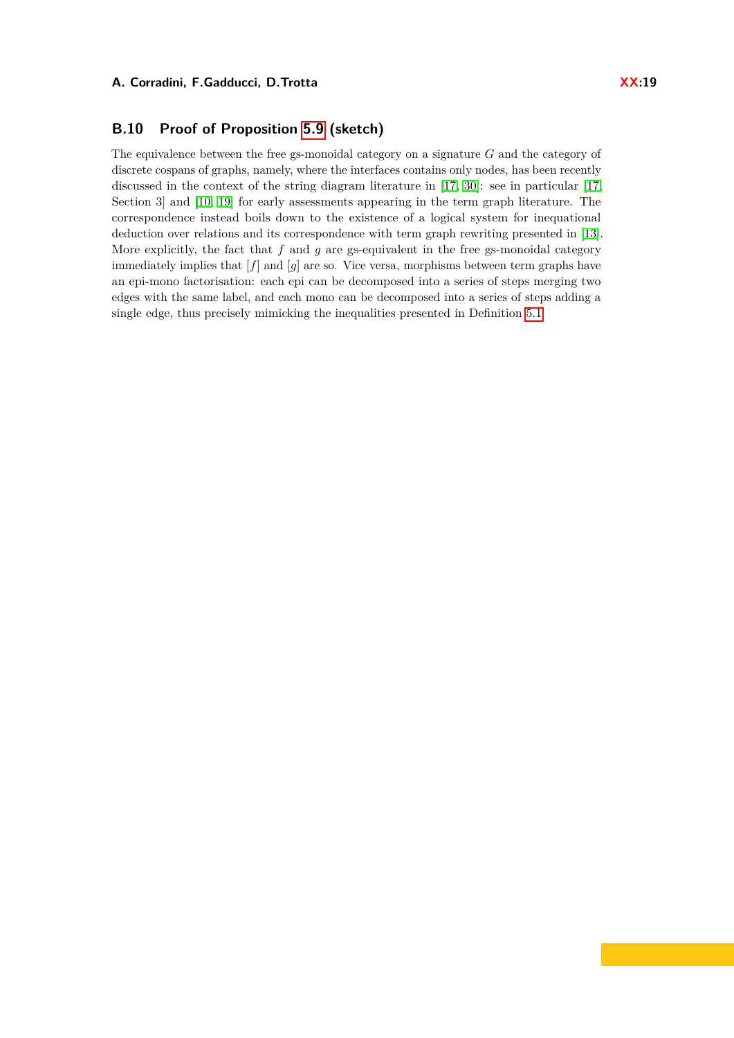### B.10 Proof of Proposition 5.9 (sketch)

The equivalence between the free gs-monoidal category on a signature $G$ and the category of discrete cospans of graphs, namely, where the interfaces contains only nodes, has been recently discussed in the context of the string diagram literature in [17, 30]: see in particular [17, Section 3] and [10, 19] for early assessments appearing in the term graph literature. The correspondence instead boils down to the existence of a logical system for inequational deduction over relations and its correspondence with term graph rewriting presented in [13]. More explicitly, the fact that $f$ and $g$ are gs-equivalent in the free gs-monoidal category immediately implies that $[f]$ and $[g]$ are so. Vice versa, morphisms between term graphs have an epi-mono factorisation: each epi can be decomposed into a series of steps merging two edges with the same label, and each mono can be decomposed into a series of steps adding a single edge, thus precisely mimicking the inequalities presented in Definition 5.1.